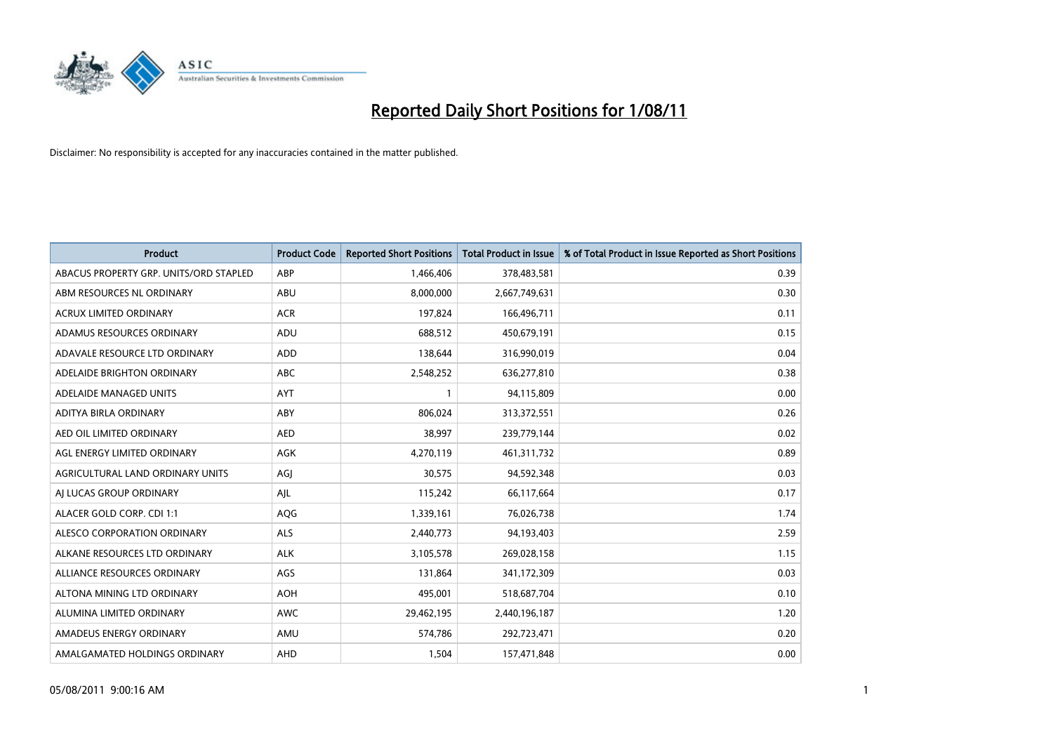# Reported Daily Short Positions for 1/08/11

Disclaimer: No responsibility is accepted for any inaccuracies contained in the matter published.

| Product | Product Code | Reported Short Positions | Total Product in Issue | % of Total Product in Issue Reported as Short Positions |
|---|---|---|---|---|
| ABACUS PROPERTY GRP. UNITS/ORD STAPLED | ABP | 1,466,406 | 378,483,581 | 0.39 |
| ABM RESOURCES NL ORDINARY | ABU | 8,000,000 | 2,667,749,631 | 0.30 |
| ACRUX LIMITED ORDINARY | ACR | 197,824 | 166,496,711 | 0.11 |
| ADAMUS RESOURCES ORDINARY | ADU | 688,512 | 450,679,191 | 0.15 |
| ADAVALE RESOURCE LTD ORDINARY | ADD | 138,644 | 316,990,019 | 0.04 |
| ADELAIDE BRIGHTON ORDINARY | ABC | 2,548,252 | 636,277,810 | 0.38 |
| ADELAIDE MANAGED UNITS | AYT | 1 | 94,115,809 | 0.00 |
| ADITYA BIRLA ORDINARY | ABY | 806,024 | 313,372,551 | 0.26 |
| AED OIL LIMITED ORDINARY | AED | 38,997 | 239,779,144 | 0.02 |
| AGL ENERGY LIMITED ORDINARY | AGK | 4,270,119 | 461,311,732 | 0.89 |
| AGRICULTURAL LAND ORDINARY UNITS | AGJ | 30,575 | 94,592,348 | 0.03 |
| AJ LUCAS GROUP ORDINARY | AJL | 115,242 | 66,117,664 | 0.17 |
| ALACER GOLD CORP. CDI 1:1 | AQG | 1,339,161 | 76,026,738 | 1.74 |
| ALESCO CORPORATION ORDINARY | ALS | 2,440,773 | 94,193,403 | 2.59 |
| ALKANE RESOURCES LTD ORDINARY | ALK | 3,105,578 | 269,028,158 | 1.15 |
| ALLIANCE RESOURCES ORDINARY | AGS | 131,864 | 341,172,309 | 0.03 |
| ALTONA MINING LTD ORDINARY | AOH | 495,001 | 518,687,704 | 0.10 |
| ALUMINA LIMITED ORDINARY | AWC | 29,462,195 | 2,440,196,187 | 1.20 |
| AMADEUS ENERGY ORDINARY | AMU | 574,786 | 292,723,471 | 0.20 |
| AMALGAMATED HOLDINGS ORDINARY | AHD | 1,504 | 157,471,848 | 0.00 |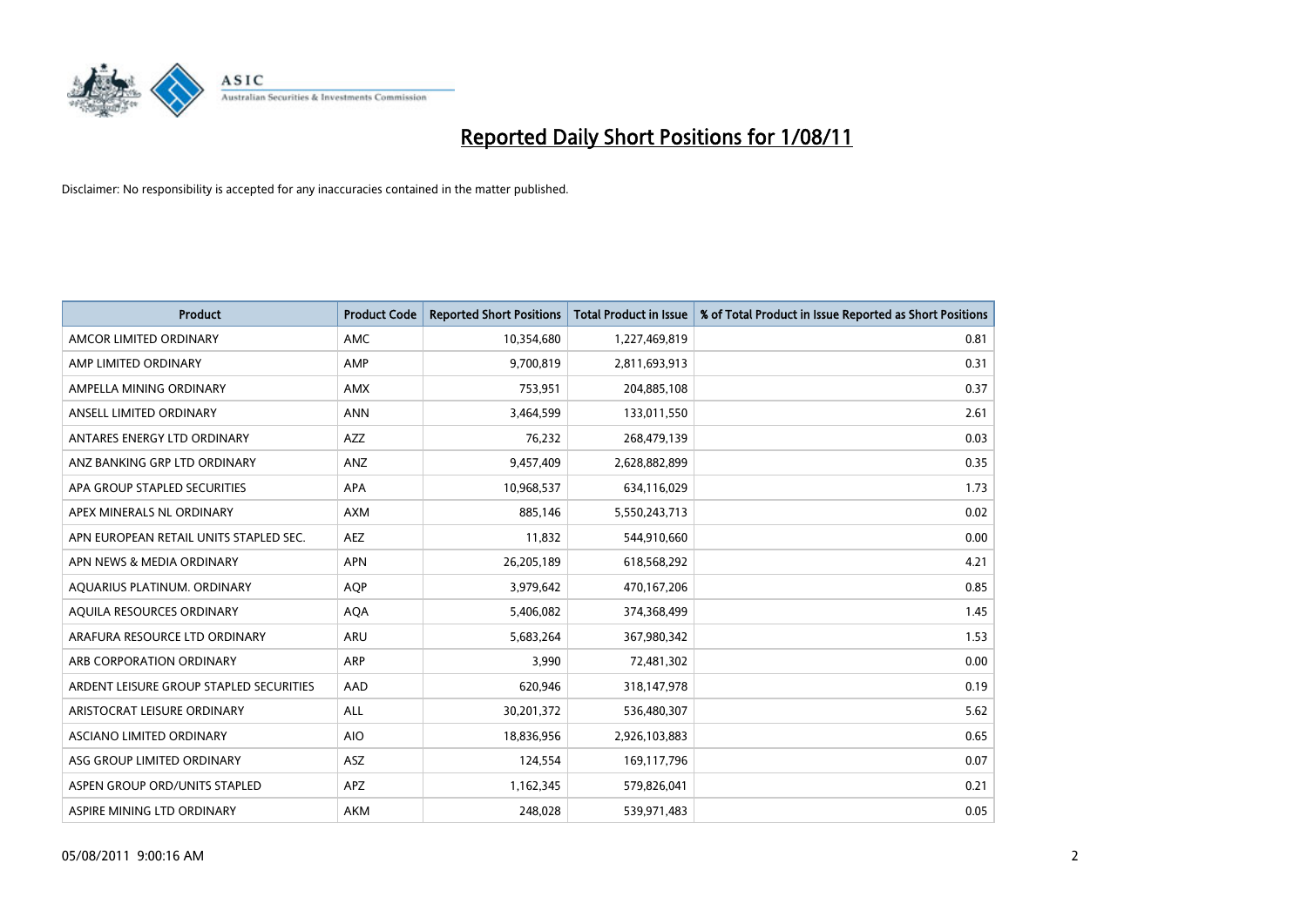# Reported Daily Short Positions for 1/08/11

Disclaimer: No responsibility is accepted for any inaccuracies contained in the matter published.

| Product | Product Code | Reported Short Positions | Total Product in Issue | % of Total Product in Issue Reported as Short Positions |
|---|---|---|---|---|
| AMCOR LIMITED ORDINARY | AMC | 10,354,680 | 1,227,469,819 | 0.81 |
| AMP LIMITED ORDINARY | AMP | 9,700,819 | 2,811,693,913 | 0.31 |
| AMPELLA MINING ORDINARY | AMX | 753,951 | 204,885,108 | 0.37 |
| ANSELL LIMITED ORDINARY | ANN | 3,464,599 | 133,011,550 | 2.61 |
| ANTARES ENERGY LTD ORDINARY | AZZ | 76,232 | 268,479,139 | 0.03 |
| ANZ BANKING GRP LTD ORDINARY | ANZ | 9,457,409 | 2,628,882,899 | 0.35 |
| APA GROUP STAPLED SECURITIES | APA | 10,968,537 | 634,116,029 | 1.73 |
| APEX MINERALS NL ORDINARY | AXM | 885,146 | 5,550,243,713 | 0.02 |
| APN EUROPEAN RETAIL UNITS STAPLED SEC. | AEZ | 11,832 | 544,910,660 | 0.00 |
| APN NEWS & MEDIA ORDINARY | APN | 26,205,189 | 618,568,292 | 4.21 |
| AQUARIUS PLATINUM. ORDINARY | AQP | 3,979,642 | 470,167,206 | 0.85 |
| AQUILA RESOURCES ORDINARY | AQA | 5,406,082 | 374,368,499 | 1.45 |
| ARAFURA RESOURCE LTD ORDINARY | ARU | 5,683,264 | 367,980,342 | 1.53 |
| ARB CORPORATION ORDINARY | ARP | 3,990 | 72,481,302 | 0.00 |
| ARDENT LEISURE GROUP STAPLED SECURITIES | AAD | 620,946 | 318,147,978 | 0.19 |
| ARISTOCRAT LEISURE ORDINARY | ALL | 30,201,372 | 536,480,307 | 5.62 |
| ASCIANO LIMITED ORDINARY | AIO | 18,836,956 | 2,926,103,883 | 0.65 |
| ASG GROUP LIMITED ORDINARY | ASZ | 124,554 | 169,117,796 | 0.07 |
| ASPEN GROUP ORD/UNITS STAPLED | APZ | 1,162,345 | 579,826,041 | 0.21 |
| ASPIRE MINING LTD ORDINARY | AKM | 248,028 | 539,971,483 | 0.05 |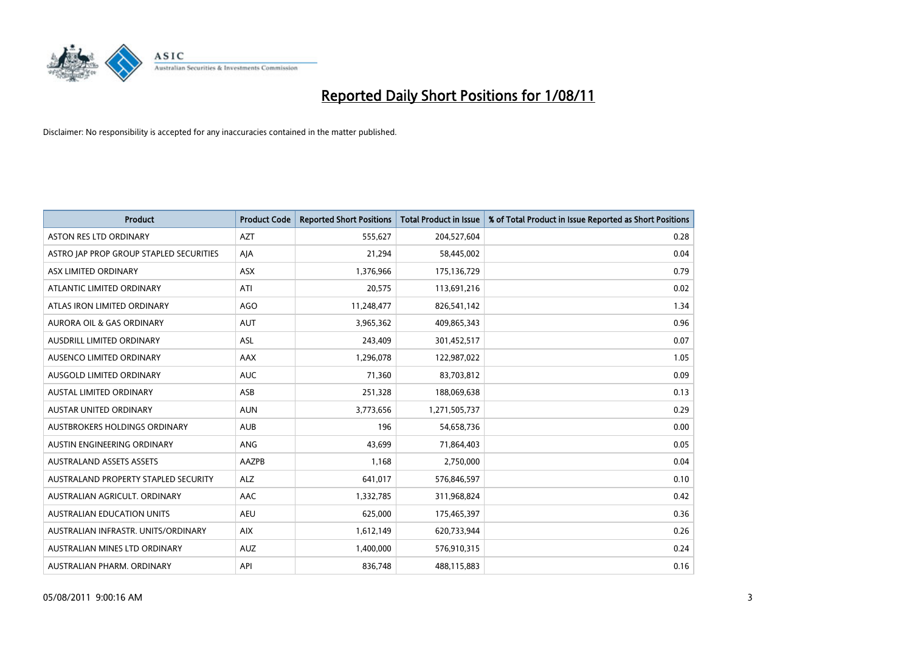# Reported Daily Short Positions for 1/08/11

Disclaimer: No responsibility is accepted for any inaccuracies contained in the matter published.

| Product | Product Code | Reported Short Positions | Total Product in Issue | % of Total Product in Issue Reported as Short Positions |
|---|---|---|---|---|
| ASTON RES LTD ORDINARY | AZT | 555,627 | 204,527,604 | 0.28 |
| ASTRO JAP PROP GROUP STAPLED SECURITIES | AJA | 21,294 | 58,445,002 | 0.04 |
| ASX LIMITED ORDINARY | ASX | 1,376,966 | 175,136,729 | 0.79 |
| ATLANTIC LIMITED ORDINARY | ATI | 20,575 | 113,691,216 | 0.02 |
| ATLAS IRON LIMITED ORDINARY | AGO | 11,248,477 | 826,541,142 | 1.34 |
| AURORA OIL & GAS ORDINARY | AUT | 3,965,362 | 409,865,343 | 0.96 |
| AUSDRILL LIMITED ORDINARY | ASL | 243,409 | 301,452,517 | 0.07 |
| AUSENCO LIMITED ORDINARY | AAX | 1,296,078 | 122,987,022 | 1.05 |
| AUSGOLD LIMITED ORDINARY | AUC | 71,360 | 83,703,812 | 0.09 |
| AUSTAL LIMITED ORDINARY | ASB | 251,328 | 188,069,638 | 0.13 |
| AUSTAR UNITED ORDINARY | AUN | 3,773,656 | 1,271,505,737 | 0.29 |
| AUSTBROKERS HOLDINGS ORDINARY | AUB | 196 | 54,658,736 | 0.00 |
| AUSTIN ENGINEERING ORDINARY | ANG | 43,699 | 71,864,403 | 0.05 |
| AUSTRALAND ASSETS ASSETS | AAZPB | 1,168 | 2,750,000 | 0.04 |
| AUSTRALAND PROPERTY STAPLED SECURITY | ALZ | 641,017 | 576,846,597 | 0.10 |
| AUSTRALIAN AGRICULT. ORDINARY | AAC | 1,332,785 | 311,968,824 | 0.42 |
| AUSTRALIAN EDUCATION UNITS | AEU | 625,000 | 175,465,397 | 0.36 |
| AUSTRALIAN INFRASTR. UNITS/ORDINARY | AIX | 1,612,149 | 620,733,944 | 0.26 |
| AUSTRALIAN MINES LTD ORDINARY | AUZ | 1,400,000 | 576,910,315 | 0.24 |
| AUSTRALIAN PHARM. ORDINARY | API | 836,748 | 488,115,883 | 0.16 |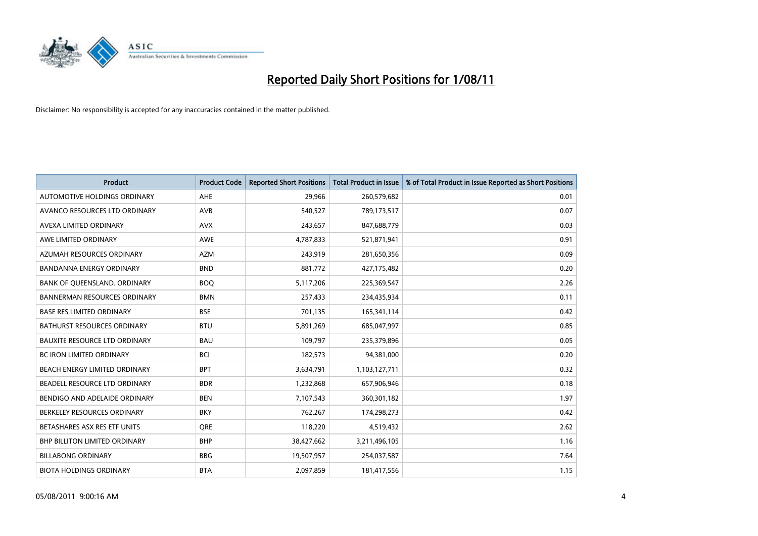# Reported Daily Short Positions for 1/08/11

Disclaimer: No responsibility is accepted for any inaccuracies contained in the matter published.

| Product | Product Code | Reported Short Positions | Total Product in Issue | % of Total Product in Issue Reported as Short Positions |
|---|---|---|---|---|
| AUTOMOTIVE HOLDINGS ORDINARY | AHE | 29,966 | 260,579,682 | 0.01 |
| AVANCO RESOURCES LTD ORDINARY | AVB | 540,527 | 789,173,517 | 0.07 |
| AVEXA LIMITED ORDINARY | AVX | 243,657 | 847,688,779 | 0.03 |
| AWE LIMITED ORDINARY | AWE | 4,787,833 | 521,871,941 | 0.91 |
| AZUMAH RESOURCES ORDINARY | AZM | 243,919 | 281,650,356 | 0.09 |
| BANDANNA ENERGY ORDINARY | BND | 881,772 | 427,175,482 | 0.20 |
| BANK OF QUEENSLAND. ORDINARY | BOQ | 5,117,206 | 225,369,547 | 2.26 |
| BANNERMAN RESOURCES ORDINARY | BMN | 257,433 | 234,435,934 | 0.11 |
| BASE RES LIMITED ORDINARY | BSE | 701,135 | 165,341,114 | 0.42 |
| BATHURST RESOURCES ORDINARY | BTU | 5,891,269 | 685,047,997 | 0.85 |
| BAUXITE RESOURCE LTD ORDINARY | BAU | 109,797 | 235,379,896 | 0.05 |
| BC IRON LIMITED ORDINARY | BCI | 182,573 | 94,381,000 | 0.20 |
| BEACH ENERGY LIMITED ORDINARY | BPT | 3,634,791 | 1,103,127,711 | 0.32 |
| BEADELL RESOURCE LTD ORDINARY | BDR | 1,232,868 | 657,906,946 | 0.18 |
| BENDIGO AND ADELAIDE ORDINARY | BEN | 7,107,543 | 360,301,182 | 1.97 |
| BERKELEY RESOURCES ORDINARY | BKY | 762,267 | 174,298,273 | 0.42 |
| BETASHARES ASX RES ETF UNITS | QRE | 118,220 | 4,519,432 | 2.62 |
| BHP BILLITON LIMITED ORDINARY | BHP | 38,427,662 | 3,211,496,105 | 1.16 |
| BILLABONG ORDINARY | BBG | 19,507,957 | 254,037,587 | 7.64 |
| BIOTA HOLDINGS ORDINARY | BTA | 2,097,859 | 181,417,556 | 1.15 |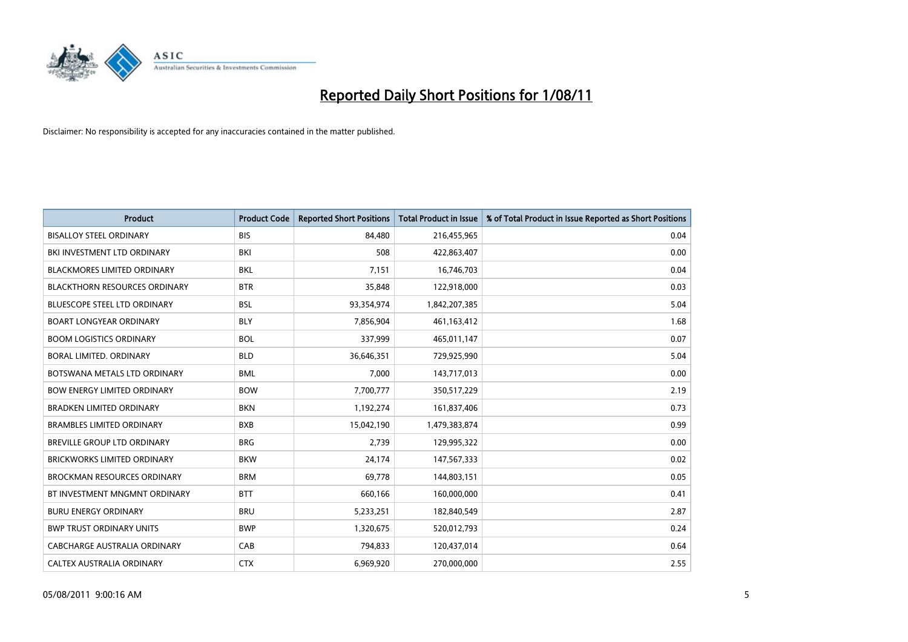# Reported Daily Short Positions for 1/08/11

Disclaimer: No responsibility is accepted for any inaccuracies contained in the matter published.

| Product | Product Code | Reported Short Positions | Total Product in Issue | % of Total Product in Issue Reported as Short Positions |
|---|---|---|---|---|
| BISALLOY STEEL ORDINARY | BIS | 84,480 | 216,455,965 | 0.04 |
| BKI INVESTMENT LTD ORDINARY | BKI | 508 | 422,863,407 | 0.00 |
| BLACKMORES LIMITED ORDINARY | BKL | 7,151 | 16,746,703 | 0.04 |
| BLACKTHORN RESOURCES ORDINARY | BTR | 35,848 | 122,918,000 | 0.03 |
| BLUESCOPE STEEL LTD ORDINARY | BSL | 93,354,974 | 1,842,207,385 | 5.04 |
| BOART LONGYEAR ORDINARY | BLY | 7,856,904 | 461,163,412 | 1.68 |
| BOOM LOGISTICS ORDINARY | BOL | 337,999 | 465,011,147 | 0.07 |
| BORAL LIMITED. ORDINARY | BLD | 36,646,351 | 729,925,990 | 5.04 |
| BOTSWANA METALS LTD ORDINARY | BML | 7,000 | 143,717,013 | 0.00 |
| BOW ENERGY LIMITED ORDINARY | BOW | 7,700,777 | 350,517,229 | 2.19 |
| BRADKEN LIMITED ORDINARY | BKN | 1,192,274 | 161,837,406 | 0.73 |
| BRAMBLES LIMITED ORDINARY | BXB | 15,042,190 | 1,479,383,874 | 0.99 |
| BREVILLE GROUP LTD ORDINARY | BRG | 2,739 | 129,995,322 | 0.00 |
| BRICKWORKS LIMITED ORDINARY | BKW | 24,174 | 147,567,333 | 0.02 |
| BROCKMAN RESOURCES ORDINARY | BRM | 69,778 | 144,803,151 | 0.05 |
| BT INVESTMENT MNGMNT ORDINARY | BTT | 660,166 | 160,000,000 | 0.41 |
| BURU ENERGY ORDINARY | BRU | 5,233,251 | 182,840,549 | 2.87 |
| BWP TRUST ORDINARY UNITS | BWP | 1,320,675 | 520,012,793 | 0.24 |
| CABCHARGE AUSTRALIA ORDINARY | CAB | 794,833 | 120,437,014 | 0.64 |
| CALTEX AUSTRALIA ORDINARY | CTX | 6,969,920 | 270,000,000 | 2.55 |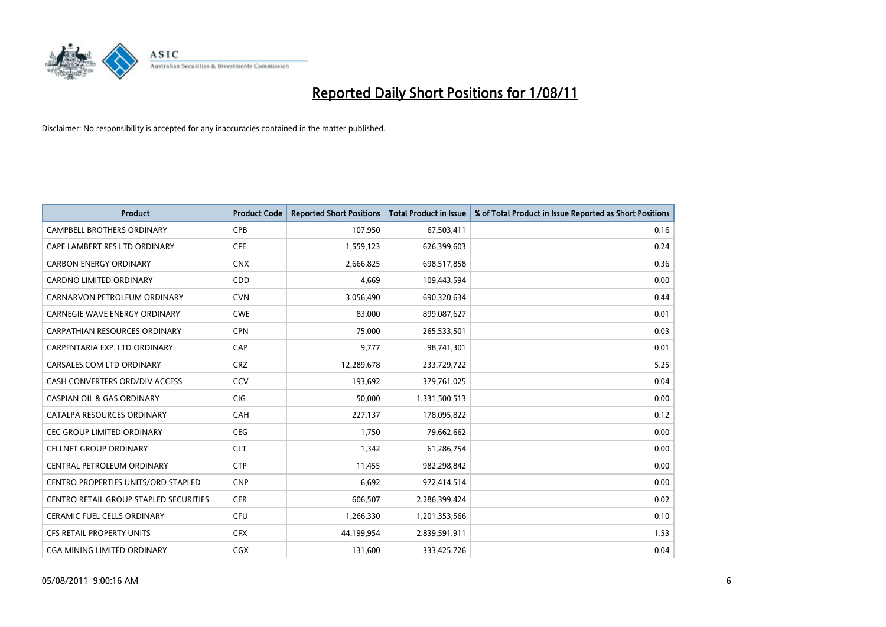# Reported Daily Short Positions for 1/08/11

Disclaimer: No responsibility is accepted for any inaccuracies contained in the matter published.

| Product | Product Code | Reported Short Positions | Total Product in Issue | % of Total Product in Issue Reported as Short Positions |
|---|---|---|---|---|
| CAMPBELL BROTHERS ORDINARY | CPB | 107,950 | 67,503,411 | 0.16 |
| CAPE LAMBERT RES LTD ORDINARY | CFE | 1,559,123 | 626,399,603 | 0.24 |
| CARBON ENERGY ORDINARY | CNX | 2,666,825 | 698,517,858 | 0.36 |
| CARDNO LIMITED ORDINARY | CDD | 4,669 | 109,443,594 | 0.00 |
| CARNARVON PETROLEUM ORDINARY | CVN | 3,056,490 | 690,320,634 | 0.44 |
| CARNEGIE WAVE ENERGY ORDINARY | CWE | 83,000 | 899,087,627 | 0.01 |
| CARPATHIAN RESOURCES ORDINARY | CPN | 75,000 | 265,533,501 | 0.03 |
| CARPENTARIA EXP. LTD ORDINARY | CAP | 9,777 | 98,741,301 | 0.01 |
| CARSALES.COM LTD ORDINARY | CRZ | 12,289,678 | 233,729,722 | 5.25 |
| CASH CONVERTERS ORD/DIV ACCESS | CCV | 193,692 | 379,761,025 | 0.04 |
| CASPIAN OIL & GAS ORDINARY | CIG | 50,000 | 1,331,500,513 | 0.00 |
| CATALPA RESOURCES ORDINARY | CAH | 227,137 | 178,095,822 | 0.12 |
| CEC GROUP LIMITED ORDINARY | CEG | 1,750 | 79,662,662 | 0.00 |
| CELLNET GROUP ORDINARY | CLT | 1,342 | 61,286,754 | 0.00 |
| CENTRAL PETROLEUM ORDINARY | CTP | 11,455 | 982,298,842 | 0.00 |
| CENTRO PROPERTIES UNITS/ORD STAPLED | CNP | 6,692 | 972,414,514 | 0.00 |
| CENTRO RETAIL GROUP STAPLED SECURITIES | CER | 606,507 | 2,286,399,424 | 0.02 |
| CERAMIC FUEL CELLS ORDINARY | CFU | 1,266,330 | 1,201,353,566 | 0.10 |
| CFS RETAIL PROPERTY UNITS | CFX | 44,199,954 | 2,839,591,911 | 1.53 |
| CGA MINING LIMITED ORDINARY | CGX | 131,600 | 333,425,726 | 0.04 |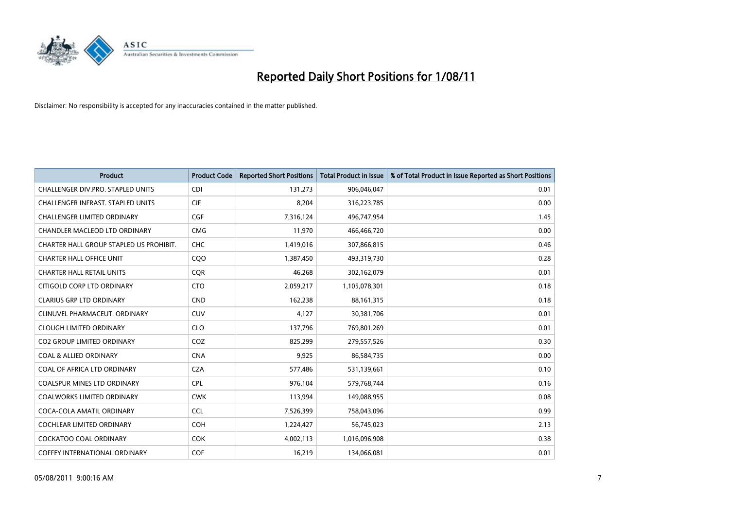# Reported Daily Short Positions for 1/08/11

Disclaimer: No responsibility is accepted for any inaccuracies contained in the matter published.

| Product | Product Code | Reported Short Positions | Total Product in Issue | % of Total Product in Issue Reported as Short Positions |
|---|---|---|---|---|
| CHALLENGER DIV.PRO. STAPLED UNITS | CDI | 131,273 | 906,046,047 | 0.01 |
| CHALLENGER INFRAST. STAPLED UNITS | CIF | 8,204 | 316,223,785 | 0.00 |
| CHALLENGER LIMITED ORDINARY | CGF | 7,316,124 | 496,747,954 | 1.45 |
| CHANDLER MACLEOD LTD ORDINARY | CMG | 11,970 | 466,466,720 | 0.00 |
| CHARTER HALL GROUP STAPLED US PROHIBIT. | CHC | 1,419,016 | 307,866,815 | 0.46 |
| CHARTER HALL OFFICE UNIT | CQO | 1,387,450 | 493,319,730 | 0.28 |
| CHARTER HALL RETAIL UNITS | CQR | 46,268 | 302,162,079 | 0.01 |
| CITIGOLD CORP LTD ORDINARY | CTO | 2,059,217 | 1,105,078,301 | 0.18 |
| CLARIUS GRP LTD ORDINARY | CND | 162,238 | 88,161,315 | 0.18 |
| CLINUVEL PHARMACEUT. ORDINARY | CUV | 4,127 | 30,381,706 | 0.01 |
| CLOUGH LIMITED ORDINARY | CLO | 137,796 | 769,801,269 | 0.01 |
| CO2 GROUP LIMITED ORDINARY | COZ | 825,299 | 279,557,526 | 0.30 |
| COAL & ALLIED ORDINARY | CNA | 9,925 | 86,584,735 | 0.00 |
| COAL OF AFRICA LTD ORDINARY | CZA | 577,486 | 531,139,661 | 0.10 |
| COALSPUR MINES LTD ORDINARY | CPL | 976,104 | 579,768,744 | 0.16 |
| COALWORKS LIMITED ORDINARY | CWK | 113,994 | 149,088,955 | 0.08 |
| COCA-COLA AMATIL ORDINARY | CCL | 7,526,399 | 758,043,096 | 0.99 |
| COCHLEAR LIMITED ORDINARY | COH | 1,224,427 | 56,745,023 | 2.13 |
| COCKATOO COAL ORDINARY | COK | 4,002,113 | 1,016,096,908 | 0.38 |
| COFFEY INTERNATIONAL ORDINARY | COF | 16,219 | 134,066,081 | 0.01 |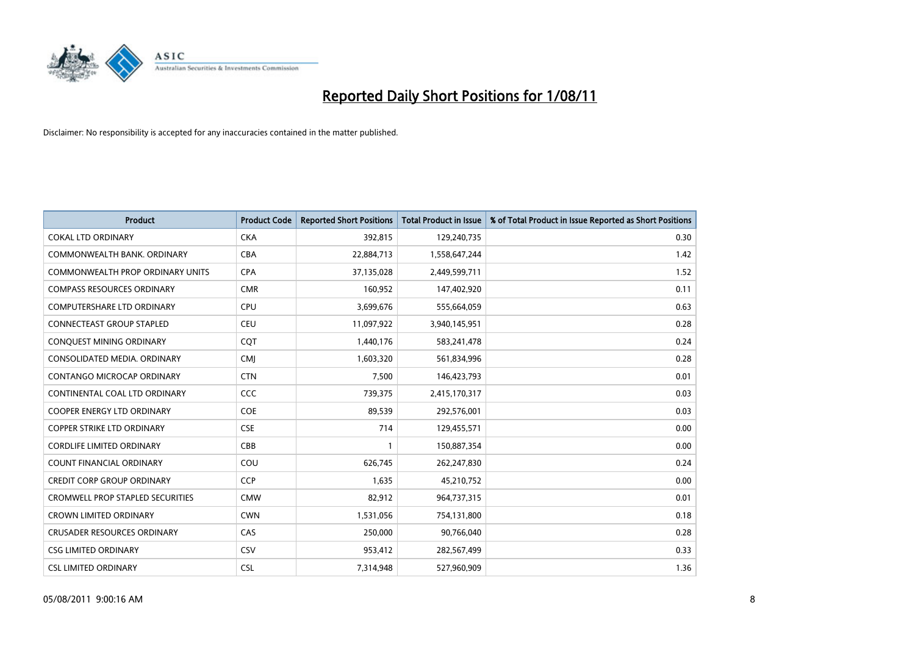# Reported Daily Short Positions for 1/08/11

Disclaimer: No responsibility is accepted for any inaccuracies contained in the matter published.

| Product | Product Code | Reported Short Positions | Total Product in Issue | % of Total Product in Issue Reported as Short Positions |
|---|---|---|---|---|
| COKAL LTD ORDINARY | CKA | 392,815 | 129,240,735 | 0.30 |
| COMMONWEALTH BANK. ORDINARY | CBA | 22,884,713 | 1,558,647,244 | 1.42 |
| COMMONWEALTH PROP ORDINARY UNITS | CPA | 37,135,028 | 2,449,599,711 | 1.52 |
| COMPASS RESOURCES ORDINARY | CMR | 160,952 | 147,402,920 | 0.11 |
| COMPUTERSHARE LTD ORDINARY | CPU | 3,699,676 | 555,664,059 | 0.63 |
| CONNECTEAST GROUP STAPLED | CEU | 11,097,922 | 3,940,145,951 | 0.28 |
| CONQUEST MINING ORDINARY | CQT | 1,440,176 | 583,241,478 | 0.24 |
| CONSOLIDATED MEDIA. ORDINARY | CMJ | 1,603,320 | 561,834,996 | 0.28 |
| CONTANGO MICROCAP ORDINARY | CTN | 7,500 | 146,423,793 | 0.01 |
| CONTINENTAL COAL LTD ORDINARY | CCC | 739,375 | 2,415,170,317 | 0.03 |
| COOPER ENERGY LTD ORDINARY | COE | 89,539 | 292,576,001 | 0.03 |
| COPPER STRIKE LTD ORDINARY | CSE | 714 | 129,455,571 | 0.00 |
| CORDLIFE LIMITED ORDINARY | CBB | 1 | 150,887,354 | 0.00 |
| COUNT FINANCIAL ORDINARY | COU | 626,745 | 262,247,830 | 0.24 |
| CREDIT CORP GROUP ORDINARY | CCP | 1,635 | 45,210,752 | 0.00 |
| CROMWELL PROP STAPLED SECURITIES | CMW | 82,912 | 964,737,315 | 0.01 |
| CROWN LIMITED ORDINARY | CWN | 1,531,056 | 754,131,800 | 0.18 |
| CRUSADER RESOURCES ORDINARY | CAS | 250,000 | 90,766,040 | 0.28 |
| CSG LIMITED ORDINARY | CSV | 953,412 | 282,567,499 | 0.33 |
| CSL LIMITED ORDINARY | CSL | 7,314,948 | 527,960,909 | 1.36 |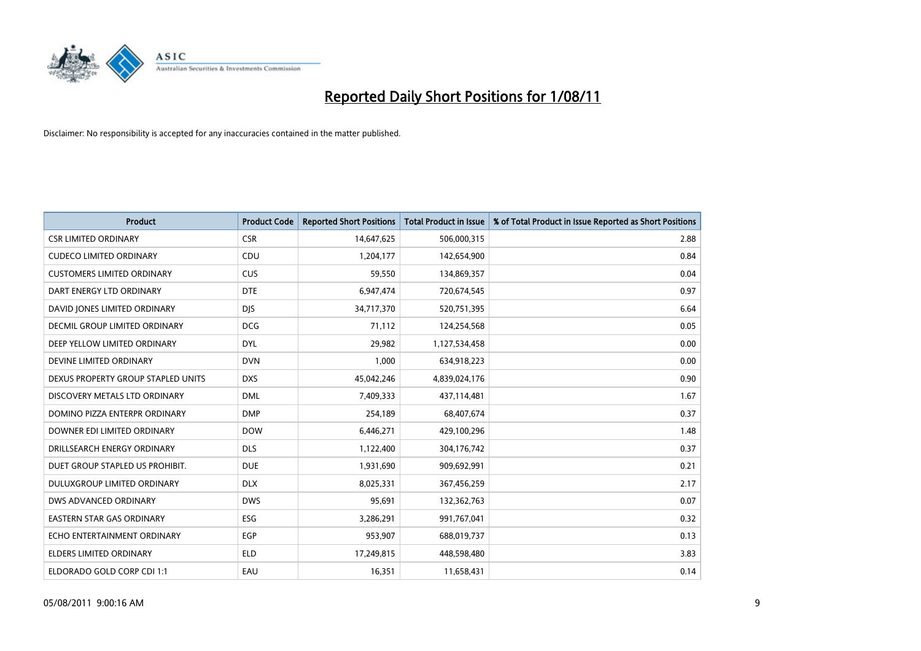# Reported Daily Short Positions for 1/08/11

Disclaimer: No responsibility is accepted for any inaccuracies contained in the matter published.

| Product | Product Code | Reported Short Positions | Total Product in Issue | % of Total Product in Issue Reported as Short Positions |
|---|---|---|---|---|
| CSR LIMITED ORDINARY | CSR | 14,647,625 | 506,000,315 | 2.88 |
| CUDECO LIMITED ORDINARY | CDU | 1,204,177 | 142,654,900 | 0.84 |
| CUSTOMERS LIMITED ORDINARY | CUS | 59,550 | 134,869,357 | 0.04 |
| DART ENERGY LTD ORDINARY | DTE | 6,947,474 | 720,674,545 | 0.97 |
| DAVID JONES LIMITED ORDINARY | DJS | 34,717,370 | 520,751,395 | 6.64 |
| DECMIL GROUP LIMITED ORDINARY | DCG | 71,112 | 124,254,568 | 0.05 |
| DEEP YELLOW LIMITED ORDINARY | DYL | 29,982 | 1,127,534,458 | 0.00 |
| DEVINE LIMITED ORDINARY | DVN | 1,000 | 634,918,223 | 0.00 |
| DEXUS PROPERTY GROUP STAPLED UNITS | DXS | 45,042,246 | 4,839,024,176 | 0.90 |
| DISCOVERY METALS LTD ORDINARY | DML | 7,409,333 | 437,114,481 | 1.67 |
| DOMINO PIZZA ENTERPR ORDINARY | DMP | 254,189 | 68,407,674 | 0.37 |
| DOWNER EDI LIMITED ORDINARY | DOW | 6,446,271 | 429,100,296 | 1.48 |
| DRILLSEARCH ENERGY ORDINARY | DLS | 1,122,400 | 304,176,742 | 0.37 |
| DUET GROUP STAPLED US PROHIBIT. | DUE | 1,931,690 | 909,692,991 | 0.21 |
| DULUXGROUP LIMITED ORDINARY | DLX | 8,025,331 | 367,456,259 | 2.17 |
| DWS ADVANCED ORDINARY | DWS | 95,691 | 132,362,763 | 0.07 |
| EASTERN STAR GAS ORDINARY | ESG | 3,286,291 | 991,767,041 | 0.32 |
| ECHO ENTERTAINMENT ORDINARY | EGP | 953,907 | 688,019,737 | 0.13 |
| ELDERS LIMITED ORDINARY | ELD | 17,249,815 | 448,598,480 | 3.83 |
| ELDORADO GOLD CORP CDI 1:1 | EAU | 16,351 | 11,658,431 | 0.14 |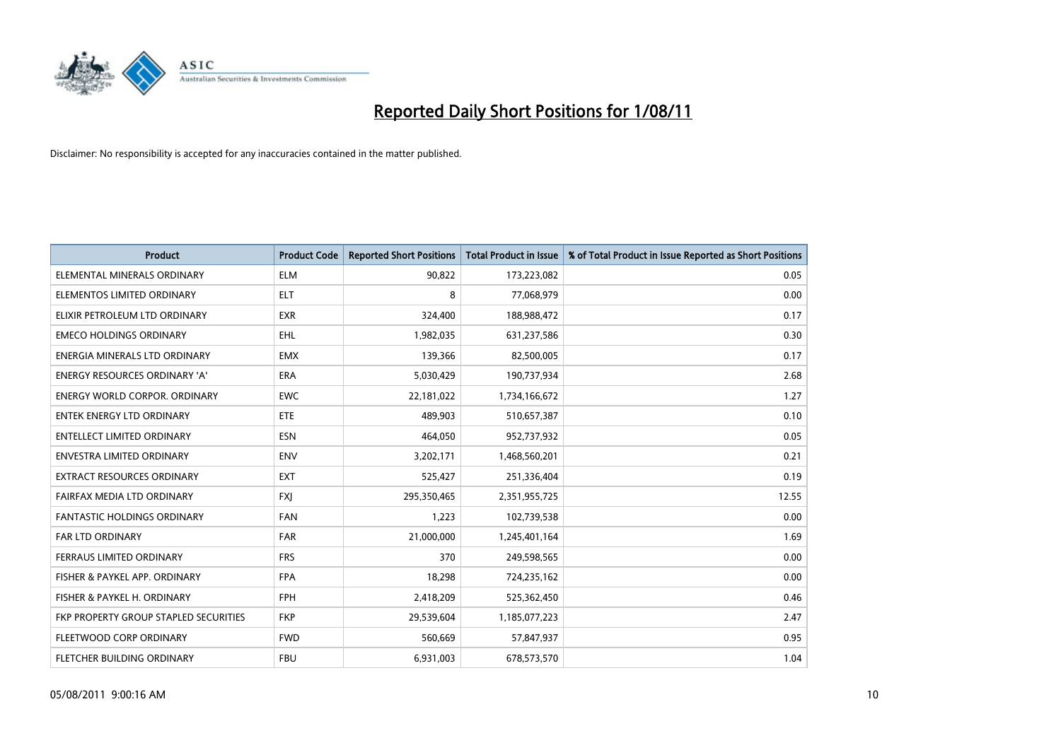# Reported Daily Short Positions for 1/08/11

Disclaimer: No responsibility is accepted for any inaccuracies contained in the matter published.

| Product | Product Code | Reported Short Positions | Total Product in Issue | % of Total Product in Issue Reported as Short Positions |
|---|---|---|---|---|
| ELEMENTAL MINERALS ORDINARY | ELM | 90,822 | 173,223,082 | 0.05 |
| ELEMENTOS LIMITED ORDINARY | ELT | 8 | 77,068,979 | 0.00 |
| ELIXIR PETROLEUM LTD ORDINARY | EXR | 324,400 | 188,988,472 | 0.17 |
| EMECO HOLDINGS ORDINARY | EHL | 1,982,035 | 631,237,586 | 0.30 |
| ENERGIA MINERALS LTD ORDINARY | EMX | 139,366 | 82,500,005 | 0.17 |
| ENERGY RESOURCES ORDINARY 'A' | ERA | 5,030,429 | 190,737,934 | 2.68 |
| ENERGY WORLD CORPOR. ORDINARY | EWC | 22,181,022 | 1,734,166,672 | 1.27 |
| ENTEK ENERGY LTD ORDINARY | ETE | 489,903 | 510,657,387 | 0.10 |
| ENTELLECT LIMITED ORDINARY | ESN | 464,050 | 952,737,932 | 0.05 |
| ENVESTRA LIMITED ORDINARY | ENV | 3,202,171 | 1,468,560,201 | 0.21 |
| EXTRACT RESOURCES ORDINARY | EXT | 525,427 | 251,336,404 | 0.19 |
| FAIRFAX MEDIA LTD ORDINARY | FXJ | 295,350,465 | 2,351,955,725 | 12.55 |
| FANTASTIC HOLDINGS ORDINARY | FAN | 1,223 | 102,739,538 | 0.00 |
| FAR LTD ORDINARY | FAR | 21,000,000 | 1,245,401,164 | 1.69 |
| FERRAUS LIMITED ORDINARY | FRS | 370 | 249,598,565 | 0.00 |
| FISHER & PAYKEL APP. ORDINARY | FPA | 18,298 | 724,235,162 | 0.00 |
| FISHER & PAYKEL H. ORDINARY | FPH | 2,418,209 | 525,362,450 | 0.46 |
| FKP PROPERTY GROUP STAPLED SECURITIES | FKP | 29,539,604 | 1,185,077,223 | 2.47 |
| FLEETWOOD CORP ORDINARY | FWD | 560,669 | 57,847,937 | 0.95 |
| FLETCHER BUILDING ORDINARY | FBU | 6,931,003 | 678,573,570 | 1.04 |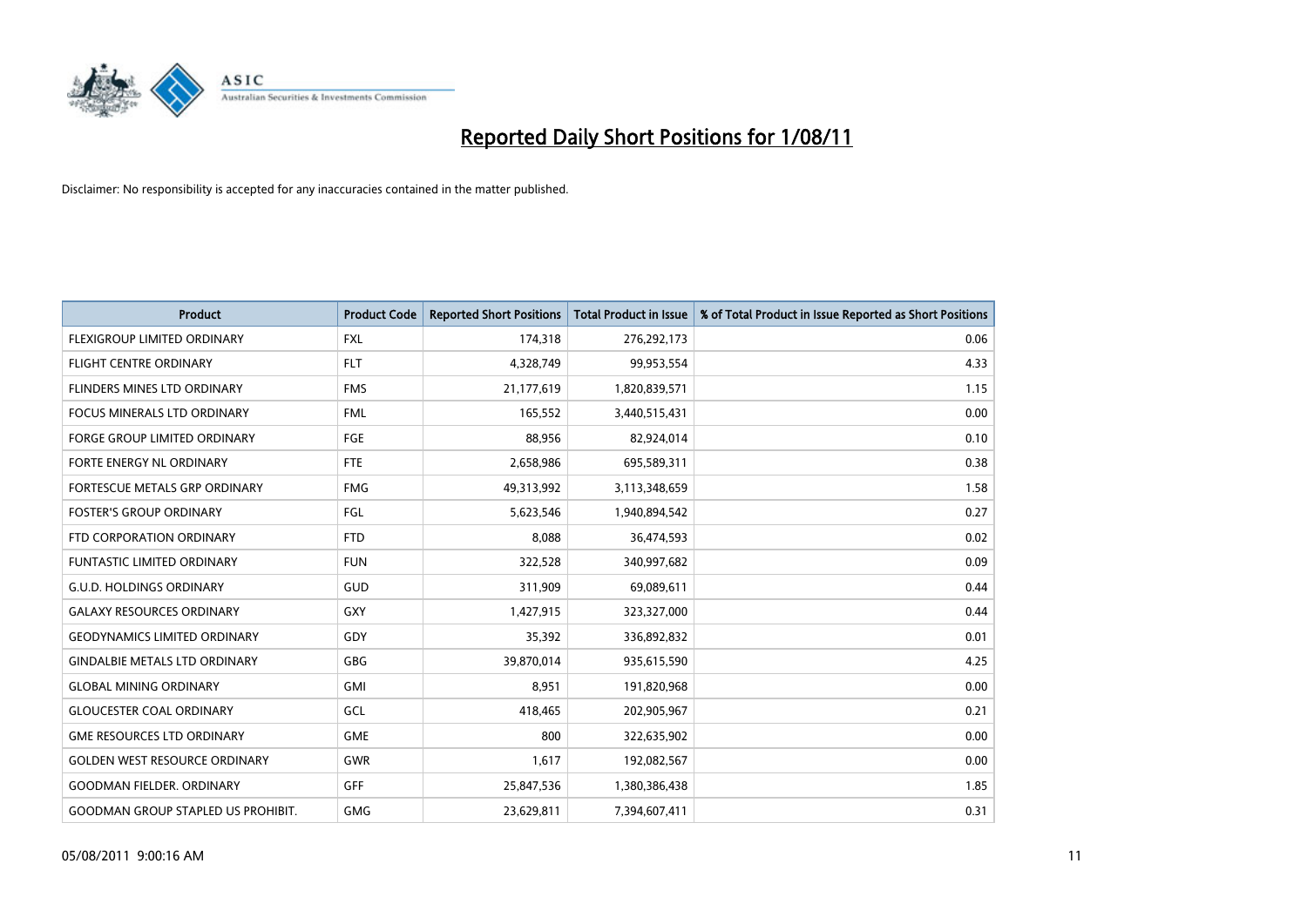# Reported Daily Short Positions for 1/08/11

Disclaimer: No responsibility is accepted for any inaccuracies contained in the matter published.

| Product | Product Code | Reported Short Positions | Total Product in Issue | % of Total Product in Issue Reported as Short Positions |
|---|---|---|---|---|
| FLEXIGROUP LIMITED ORDINARY | FXL | 174,318 | 276,292,173 | 0.06 |
| FLIGHT CENTRE ORDINARY | FLT | 4,328,749 | 99,953,554 | 4.33 |
| FLINDERS MINES LTD ORDINARY | FMS | 21,177,619 | 1,820,839,571 | 1.15 |
| FOCUS MINERALS LTD ORDINARY | FML | 165,552 | 3,440,515,431 | 0.00 |
| FORGE GROUP LIMITED ORDINARY | FGE | 88,956 | 82,924,014 | 0.10 |
| FORTE ENERGY NL ORDINARY | FTE | 2,658,986 | 695,589,311 | 0.38 |
| FORTESCUE METALS GRP ORDINARY | FMG | 49,313,992 | 3,113,348,659 | 1.58 |
| FOSTER'S GROUP ORDINARY | FGL | 5,623,546 | 1,940,894,542 | 0.27 |
| FTD CORPORATION ORDINARY | FTD | 8,088 | 36,474,593 | 0.02 |
| FUNTASTIC LIMITED ORDINARY | FUN | 322,528 | 340,997,682 | 0.09 |
| G.U.D. HOLDINGS ORDINARY | GUD | 311,909 | 69,089,611 | 0.44 |
| GALAXY RESOURCES ORDINARY | GXY | 1,427,915 | 323,327,000 | 0.44 |
| GEODYNAMICS LIMITED ORDINARY | GDY | 35,392 | 336,892,832 | 0.01 |
| GINDALBIE METALS LTD ORDINARY | GBG | 39,870,014 | 935,615,590 | 4.25 |
| GLOBAL MINING ORDINARY | GMI | 8,951 | 191,820,968 | 0.00 |
| GLOUCESTER COAL ORDINARY | GCL | 418,465 | 202,905,967 | 0.21 |
| GME RESOURCES LTD ORDINARY | GME | 800 | 322,635,902 | 0.00 |
| GOLDEN WEST RESOURCE ORDINARY | GWR | 1,617 | 192,082,567 | 0.00 |
| GOODMAN FIELDER. ORDINARY | GFF | 25,847,536 | 1,380,386,438 | 1.85 |
| GOODMAN GROUP STAPLED US PROHIBIT. | GMG | 23,629,811 | 7,394,607,411 | 0.31 |

05/08/2011 9:00:16 AM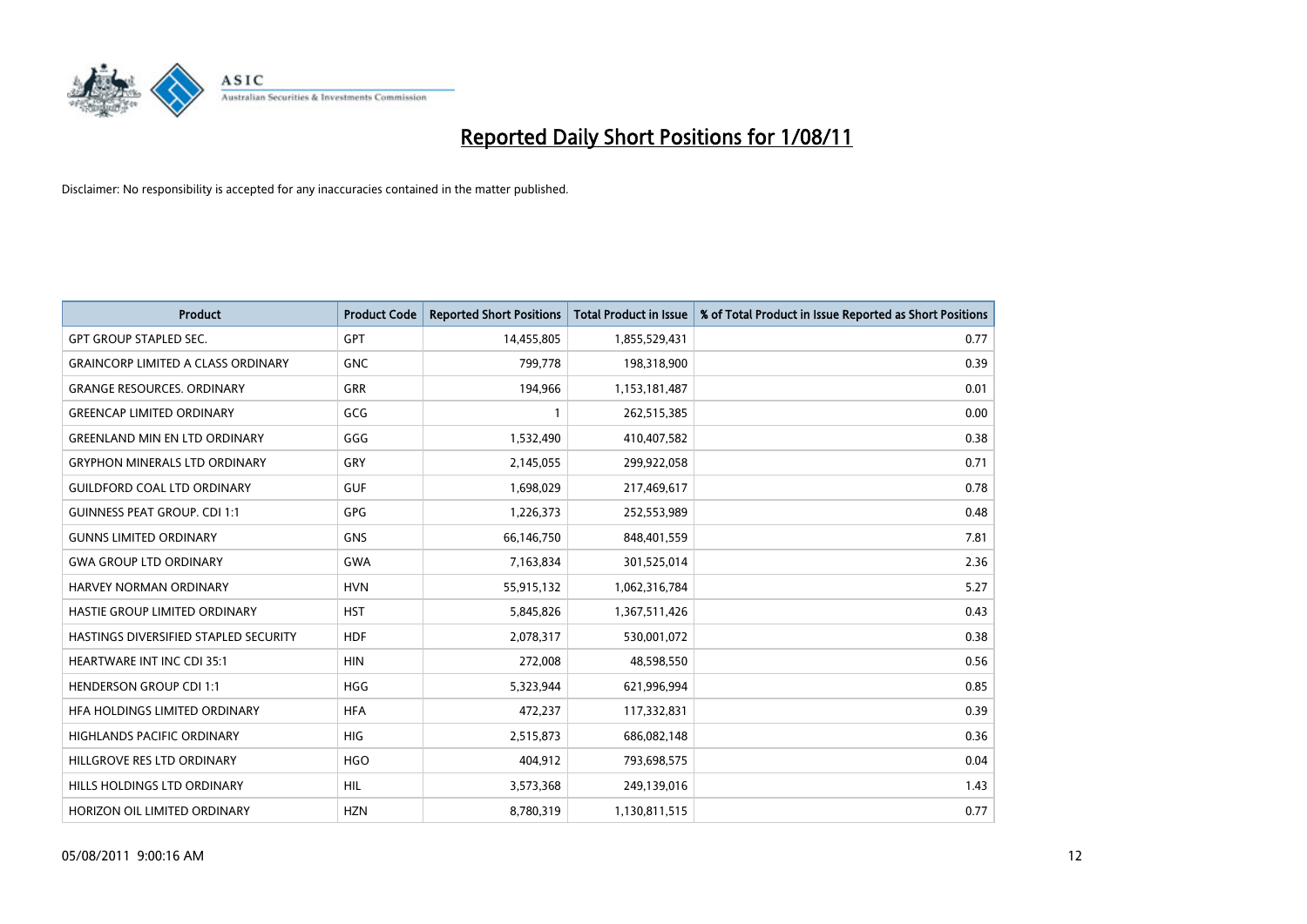# Reported Daily Short Positions for 1/08/11

Disclaimer: No responsibility is accepted for any inaccuracies contained in the matter published.

| Product | Product Code | Reported Short Positions | Total Product in Issue | % of Total Product in Issue Reported as Short Positions |
|---|---|---|---|---|
| GPT GROUP STAPLED SEC. | GPT | 14,455,805 | 1,855,529,431 | 0.77 |
| GRAINCORP LIMITED A CLASS ORDINARY | GNC | 799,778 | 198,318,900 | 0.39 |
| GRANGE RESOURCES. ORDINARY | GRR | 194,966 | 1,153,181,487 | 0.01 |
| GREENCAP LIMITED ORDINARY | GCG | 1 | 262,515,385 | 0.00 |
| GREENLAND MIN EN LTD ORDINARY | GGG | 1,532,490 | 410,407,582 | 0.38 |
| GRYPHON MINERALS LTD ORDINARY | GRY | 2,145,055 | 299,922,058 | 0.71 |
| GUILDFORD COAL LTD ORDINARY | GUF | 1,698,029 | 217,469,617 | 0.78 |
| GUINNESS PEAT GROUP. CDI 1:1 | GPG | 1,226,373 | 252,553,989 | 0.48 |
| GUNNS LIMITED ORDINARY | GNS | 66,146,750 | 848,401,559 | 7.81 |
| GWA GROUP LTD ORDINARY | GWA | 7,163,834 | 301,525,014 | 2.36 |
| HARVEY NORMAN ORDINARY | HVN | 55,915,132 | 1,062,316,784 | 5.27 |
| HASTIE GROUP LIMITED ORDINARY | HST | 5,845,826 | 1,367,511,426 | 0.43 |
| HASTINGS DIVERSIFIED STAPLED SECURITY | HDF | 2,078,317 | 530,001,072 | 0.38 |
| HEARTWARE INT INC CDI 35:1 | HIN | 272,008 | 48,598,550 | 0.56 |
| HENDERSON GROUP CDI 1:1 | HGG | 5,323,944 | 621,996,994 | 0.85 |
| HFA HOLDINGS LIMITED ORDINARY | HFA | 472,237 | 117,332,831 | 0.39 |
| HIGHLANDS PACIFIC ORDINARY | HIG | 2,515,873 | 686,082,148 | 0.36 |
| HILLGROVE RES LTD ORDINARY | HGO | 404,912 | 793,698,575 | 0.04 |
| HILLS HOLDINGS LTD ORDINARY | HIL | 3,573,368 | 249,139,016 | 1.43 |
| HORIZON OIL LIMITED ORDINARY | HZN | 8,780,319 | 1,130,811,515 | 0.77 |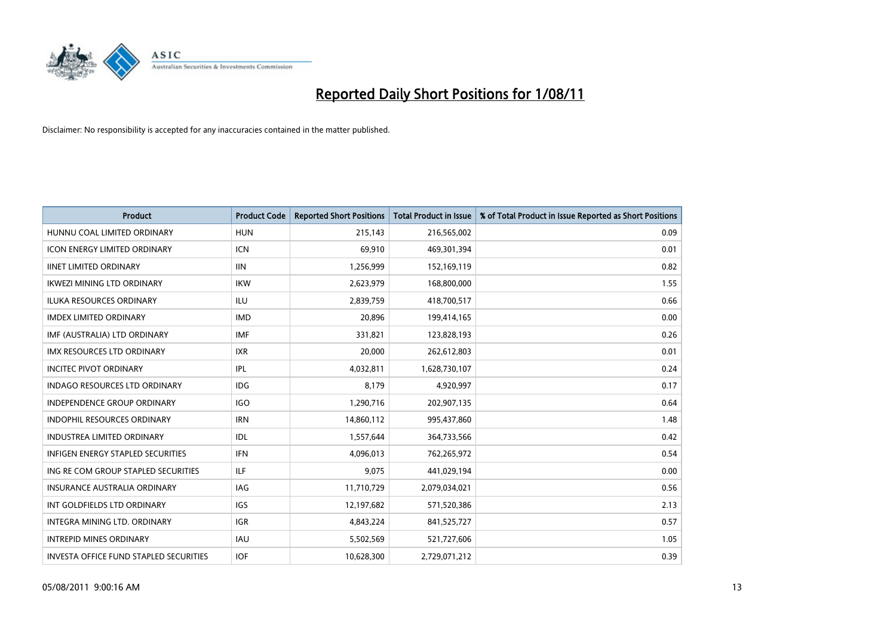# Reported Daily Short Positions for 1/08/11

Disclaimer: No responsibility is accepted for any inaccuracies contained in the matter published.

| Product | Product Code | Reported Short Positions | Total Product in Issue | % of Total Product in Issue Reported as Short Positions |
|---|---|---|---|---|
| HUNNU COAL LIMITED ORDINARY | HUN | 215,143 | 216,565,002 | 0.09 |
| ICON ENERGY LIMITED ORDINARY | ICN | 69,910 | 469,301,394 | 0.01 |
| IINET LIMITED ORDINARY | IIN | 1,256,999 | 152,169,119 | 0.82 |
| IKWEZI MINING LTD ORDINARY | IKW | 2,623,979 | 168,800,000 | 1.55 |
| ILUKA RESOURCES ORDINARY | ILU | 2,839,759 | 418,700,517 | 0.66 |
| IMDEX LIMITED ORDINARY | IMD | 20,896 | 199,414,165 | 0.00 |
| IMF (AUSTRALIA) LTD ORDINARY | IMF | 331,821 | 123,828,193 | 0.26 |
| IMX RESOURCES LTD ORDINARY | IXR | 20,000 | 262,612,803 | 0.01 |
| INCITEC PIVOT ORDINARY | IPL | 4,032,811 | 1,628,730,107 | 0.24 |
| INDAGO RESOURCES LTD ORDINARY | IDG | 8,179 | 4,920,997 | 0.17 |
| INDEPENDENCE GROUP ORDINARY | IGO | 1,290,716 | 202,907,135 | 0.64 |
| INDOPHIL RESOURCES ORDINARY | IRN | 14,860,112 | 995,437,860 | 1.48 |
| INDUSTREA LIMITED ORDINARY | IDL | 1,557,644 | 364,733,566 | 0.42 |
| INFIGEN ENERGY STAPLED SECURITIES | IFN | 4,096,013 | 762,265,972 | 0.54 |
| ING RE COM GROUP STAPLED SECURITIES | ILF | 9,075 | 441,029,194 | 0.00 |
| INSURANCE AUSTRALIA ORDINARY | IAG | 11,710,729 | 2,079,034,021 | 0.56 |
| INT GOLDFIELDS LTD ORDINARY | IGS | 12,197,682 | 571,520,386 | 2.13 |
| INTEGRA MINING LTD. ORDINARY | IGR | 4,843,224 | 841,525,727 | 0.57 |
| INTREPID MINES ORDINARY | IAU | 5,502,569 | 521,727,606 | 1.05 |
| INVESTA OFFICE FUND STAPLED SECURITIES | IOF | 10,628,300 | 2,729,071,212 | 0.39 |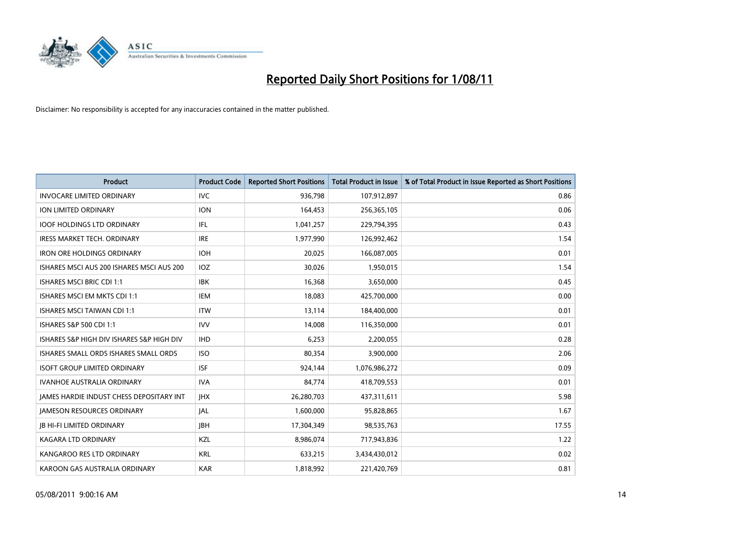# Reported Daily Short Positions for 1/08/11

Disclaimer: No responsibility is accepted for any inaccuracies contained in the matter published.

| Product | Product Code | Reported Short Positions | Total Product in Issue | % of Total Product in Issue Reported as Short Positions |
|---|---|---|---|---|
| INVOCARE LIMITED ORDINARY | IVC | 936,798 | 107,912,897 | 0.86 |
| ION LIMITED ORDINARY | ION | 164,453 | 256,365,105 | 0.06 |
| IOOF HOLDINGS LTD ORDINARY | IFL | 1,041,257 | 229,794,395 | 0.43 |
| IRESS MARKET TECH. ORDINARY | IRE | 1,977,990 | 126,992,462 | 1.54 |
| IRON ORE HOLDINGS ORDINARY | IOH | 20,025 | 166,087,005 | 0.01 |
| ISHARES MSCI AUS 200 ISHARES MSCI AUS 200 | IOZ | 30,026 | 1,950,015 | 1.54 |
| ISHARES MSCI BRIC CDI 1:1 | IBK | 16,368 | 3,650,000 | 0.45 |
| ISHARES MSCI EM MKTS CDI 1:1 | IEM | 18,083 | 425,700,000 | 0.00 |
| ISHARES MSCI TAIWAN CDI 1:1 | ITW | 13,114 | 184,400,000 | 0.01 |
| ISHARES S&P 500 CDI 1:1 | IVV | 14,008 | 116,350,000 | 0.01 |
| ISHARES S&P HIGH DIV ISHARES S&P HIGH DIV | IHD | 6,253 | 2,200,055 | 0.28 |
| ISHARES SMALL ORDS ISHARES SMALL ORDS | ISO | 80,354 | 3,900,000 | 2.06 |
| ISOFT GROUP LIMITED ORDINARY | ISF | 924,144 | 1,076,986,272 | 0.09 |
| IVANHOE AUSTRALIA ORDINARY | IVA | 84,774 | 418,709,553 | 0.01 |
| JAMES HARDIE INDUST CHESS DEPOSITARY INT | JHX | 26,280,703 | 437,311,611 | 5.98 |
| JAMESON RESOURCES ORDINARY | JAL | 1,600,000 | 95,828,865 | 1.67 |
| JB HI-FI LIMITED ORDINARY | JBH | 17,304,349 | 98,535,763 | 17.55 |
| KAGARA LTD ORDINARY | KZL | 8,986,074 | 717,943,836 | 1.22 |
| KANGAROO RES LTD ORDINARY | KRL | 633,215 | 3,434,430,012 | 0.02 |
| KAROON GAS AUSTRALIA ORDINARY | KAR | 1,818,992 | 221,420,769 | 0.81 |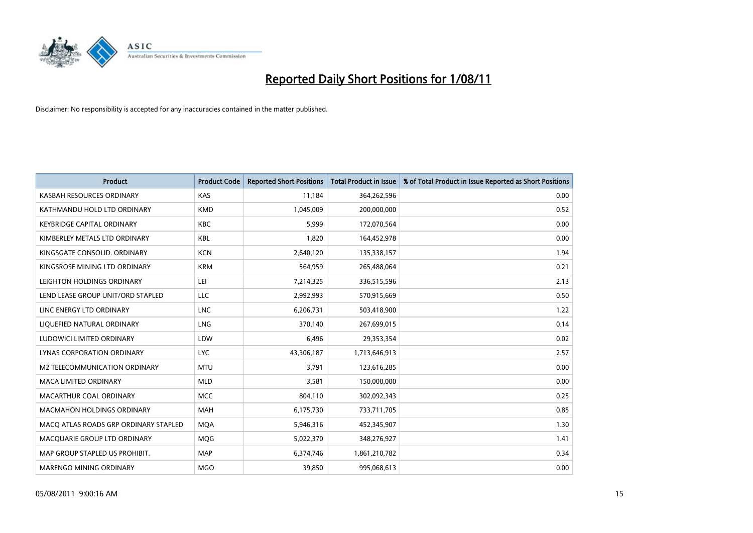# Reported Daily Short Positions for 1/08/11

Disclaimer: No responsibility is accepted for any inaccuracies contained in the matter published.

| Product | Product Code | Reported Short Positions | Total Product in Issue | % of Total Product in Issue Reported as Short Positions |
|---|---|---|---|---|
| KASBAH RESOURCES ORDINARY | KAS | 11,184 | 364,262,596 | 0.00 |
| KATHMANDU HOLD LTD ORDINARY | KMD | 1,045,009 | 200,000,000 | 0.52 |
| KEYBRIDGE CAPITAL ORDINARY | KBC | 5,999 | 172,070,564 | 0.00 |
| KIMBERLEY METALS LTD ORDINARY | KBL | 1,820 | 164,452,978 | 0.00 |
| KINGSGATE CONSOLID. ORDINARY | KCN | 2,640,120 | 135,338,157 | 1.94 |
| KINGSROSE MINING LTD ORDINARY | KRM | 564,959 | 265,488,064 | 0.21 |
| LEIGHTON HOLDINGS ORDINARY | LEI | 7,214,325 | 336,515,596 | 2.13 |
| LEND LEASE GROUP UNIT/ORD STAPLED | LLC | 2,992,993 | 570,915,669 | 0.50 |
| LINC ENERGY LTD ORDINARY | LNC | 6,206,731 | 503,418,900 | 1.22 |
| LIQUEFIED NATURAL ORDINARY | LNG | 370,140 | 267,699,015 | 0.14 |
| LUDOWICI LIMITED ORDINARY | LDW | 6,496 | 29,353,354 | 0.02 |
| LYNAS CORPORATION ORDINARY | LYC | 43,306,187 | 1,713,646,913 | 2.57 |
| M2 TELECOMMUNICATION ORDINARY | MTU | 3,791 | 123,616,285 | 0.00 |
| MACA LIMITED ORDINARY | MLD | 3,581 | 150,000,000 | 0.00 |
| MACARTHUR COAL ORDINARY | MCC | 804,110 | 302,092,343 | 0.25 |
| MACMAHON HOLDINGS ORDINARY | MAH | 6,175,730 | 733,711,705 | 0.85 |
| MACQ ATLAS ROADS GRP ORDINARY STAPLED | MQA | 5,946,316 | 452,345,907 | 1.30 |
| MACQUARIE GROUP LTD ORDINARY | MQG | 5,022,370 | 348,276,927 | 1.41 |
| MAP GROUP STAPLED US PROHIBIT. | MAP | 6,374,746 | 1,861,210,782 | 0.34 |
| MARENGO MINING ORDINARY | MGO | 39,850 | 995,068,613 | 0.00 |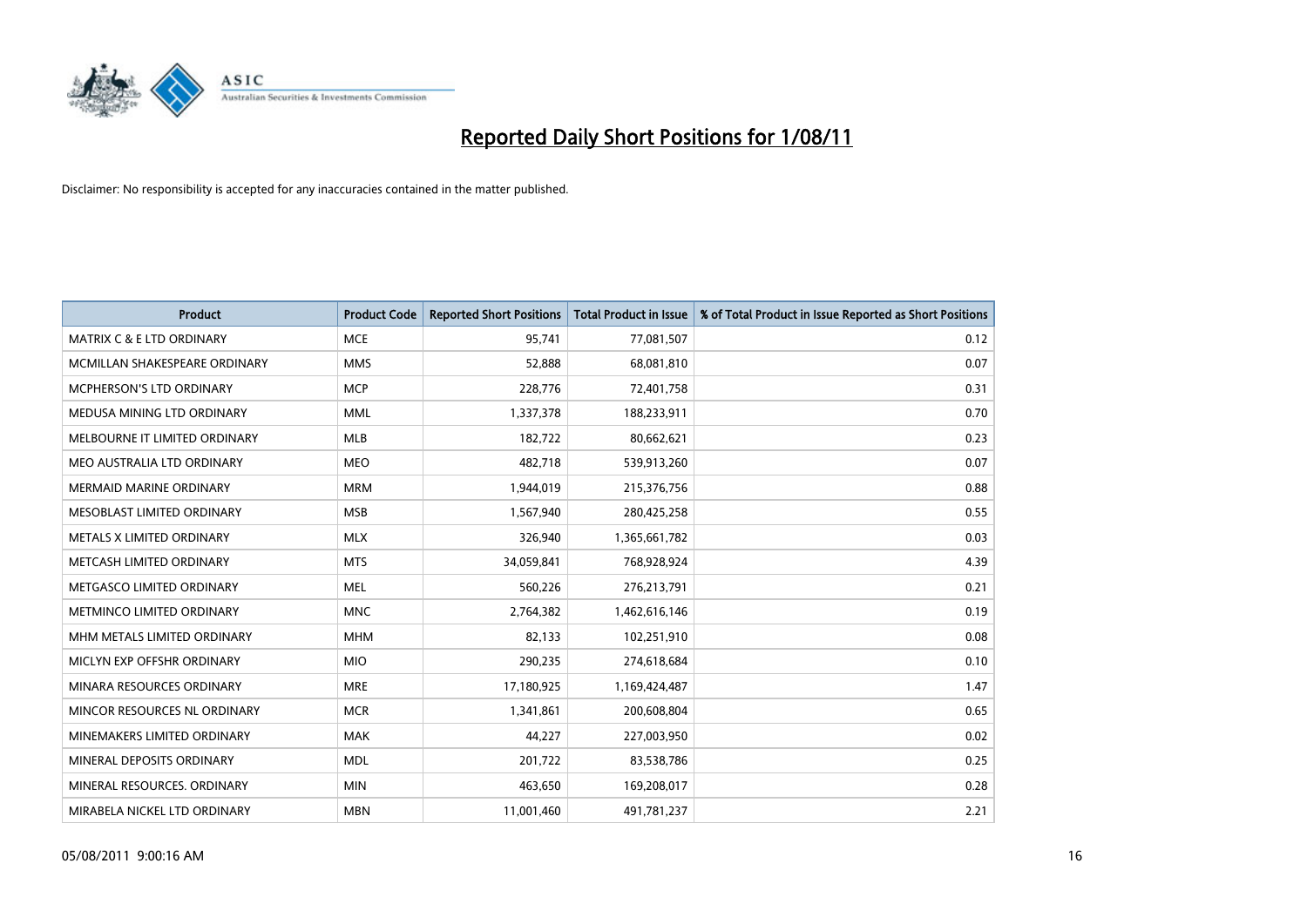# Reported Daily Short Positions for 1/08/11

Disclaimer: No responsibility is accepted for any inaccuracies contained in the matter published.

| Product | Product Code | Reported Short Positions | Total Product in Issue | % of Total Product in Issue Reported as Short Positions |
|---|---|---|---|---|
| MATRIX C & E LTD ORDINARY | MCE | 95,741 | 77,081,507 | 0.12 |
| MCMILLAN SHAKESPEARE ORDINARY | MMS | 52,888 | 68,081,810 | 0.07 |
| MCPHERSON'S LTD ORDINARY | MCP | 228,776 | 72,401,758 | 0.31 |
| MEDUSA MINING LTD ORDINARY | MML | 1,337,378 | 188,233,911 | 0.70 |
| MELBOURNE IT LIMITED ORDINARY | MLB | 182,722 | 80,662,621 | 0.23 |
| MEO AUSTRALIA LTD ORDINARY | MEO | 482,718 | 539,913,260 | 0.07 |
| MERMAID MARINE ORDINARY | MRM | 1,944,019 | 215,376,756 | 0.88 |
| MESOBLAST LIMITED ORDINARY | MSB | 1,567,940 | 280,425,258 | 0.55 |
| METALS X LIMITED ORDINARY | MLX | 326,940 | 1,365,661,782 | 0.03 |
| METCASH LIMITED ORDINARY | MTS | 34,059,841 | 768,928,924 | 4.39 |
| METGASCO LIMITED ORDINARY | MEL | 560,226 | 276,213,791 | 0.21 |
| METMINCO LIMITED ORDINARY | MNC | 2,764,382 | 1,462,616,146 | 0.19 |
| MHM METALS LIMITED ORDINARY | MHM | 82,133 | 102,251,910 | 0.08 |
| MICLYN EXP OFFSHR ORDINARY | MIO | 290,235 | 274,618,684 | 0.10 |
| MINARA RESOURCES ORDINARY | MRE | 17,180,925 | 1,169,424,487 | 1.47 |
| MINCOR RESOURCES NL ORDINARY | MCR | 1,341,861 | 200,608,804 | 0.65 |
| MINEMAKERS LIMITED ORDINARY | MAK | 44,227 | 227,003,950 | 0.02 |
| MINERAL DEPOSITS ORDINARY | MDL | 201,722 | 83,538,786 | 0.25 |
| MINERAL RESOURCES. ORDINARY | MIN | 463,650 | 169,208,017 | 0.28 |
| MIRABELA NICKEL LTD ORDINARY | MBN | 11,001,460 | 491,781,237 | 2.21 |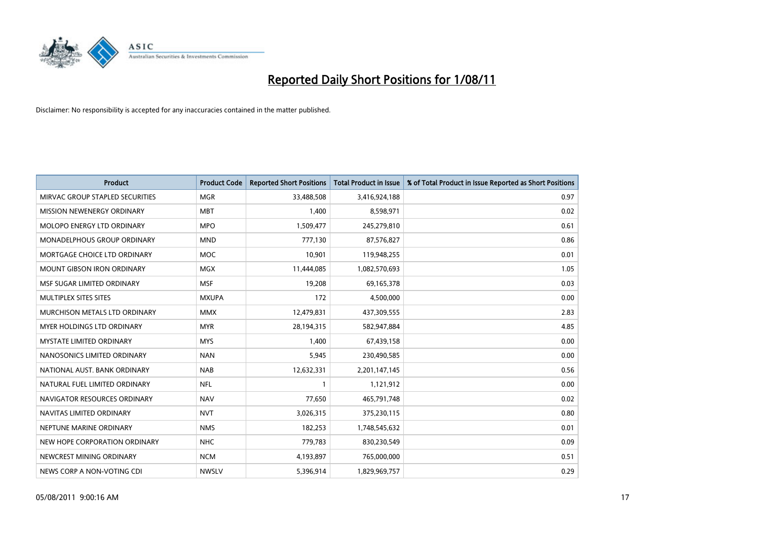# Reported Daily Short Positions for 1/08/11

Disclaimer: No responsibility is accepted for any inaccuracies contained in the matter published.

| Product | Product Code | Reported Short Positions | Total Product in Issue | % of Total Product in Issue Reported as Short Positions |
|---|---|---|---|---|
| MIRVAC GROUP STAPLED SECURITIES | MGR | 33,488,508 | 3,416,924,188 | 0.97 |
| MISSION NEWENERGY ORDINARY | MBT | 1,400 | 8,598,971 | 0.02 |
| MOLOPO ENERGY LTD ORDINARY | MPO | 1,509,477 | 245,279,810 | 0.61 |
| MONADELPHOUS GROUP ORDINARY | MND | 777,130 | 87,576,827 | 0.86 |
| MORTGAGE CHOICE LTD ORDINARY | MOC | 10,901 | 119,948,255 | 0.01 |
| MOUNT GIBSON IRON ORDINARY | MGX | 11,444,085 | 1,082,570,693 | 1.05 |
| MSF SUGAR LIMITED ORDINARY | MSF | 19,208 | 69,165,378 | 0.03 |
| MULTIPLEX SITES SITES | MXUPA | 172 | 4,500,000 | 0.00 |
| MURCHISON METALS LTD ORDINARY | MMX | 12,479,831 | 437,309,555 | 2.83 |
| MYER HOLDINGS LTD ORDINARY | MYR | 28,194,315 | 582,947,884 | 4.85 |
| MYSTATE LIMITED ORDINARY | MYS | 1,400 | 67,439,158 | 0.00 |
| NANOSONICS LIMITED ORDINARY | NAN | 5,945 | 230,490,585 | 0.00 |
| NATIONAL AUST. BANK ORDINARY | NAB | 12,632,331 | 2,201,147,145 | 0.56 |
| NATURAL FUEL LIMITED ORDINARY | NFL | 1 | 1,121,912 | 0.00 |
| NAVIGATOR RESOURCES ORDINARY | NAV | 77,650 | 465,791,748 | 0.02 |
| NAVITAS LIMITED ORDINARY | NVT | 3,026,315 | 375,230,115 | 0.80 |
| NEPTUNE MARINE ORDINARY | NMS | 182,253 | 1,748,545,632 | 0.01 |
| NEW HOPE CORPORATION ORDINARY | NHC | 779,783 | 830,230,549 | 0.09 |
| NEWCREST MINING ORDINARY | NCM | 4,193,897 | 765,000,000 | 0.51 |
| NEWS CORP A NON-VOTING CDI | NWSLV | 5,396,914 | 1,829,969,757 | 0.29 |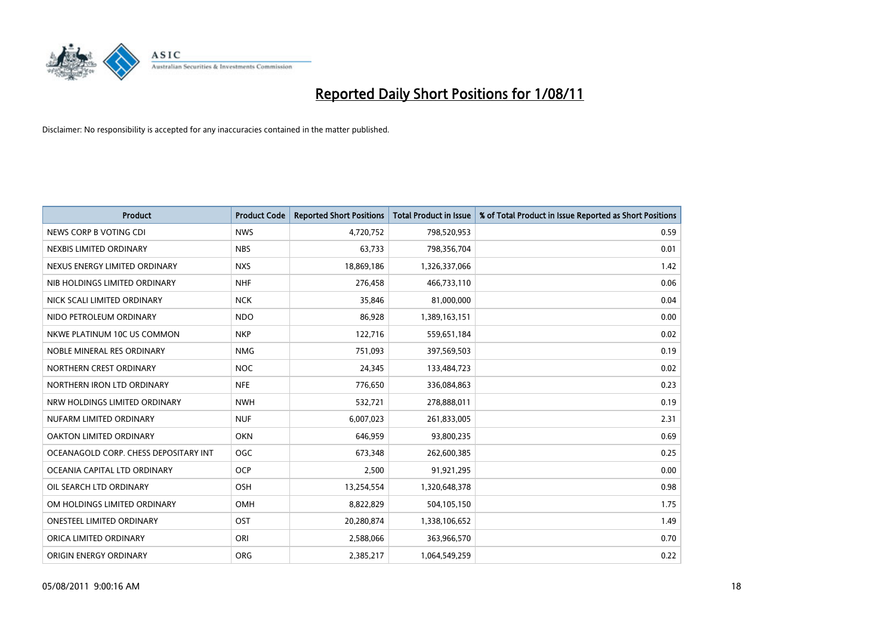# Reported Daily Short Positions for 1/08/11

Disclaimer: No responsibility is accepted for any inaccuracies contained in the matter published.

| Product | Product Code | Reported Short Positions | Total Product in Issue | % of Total Product in Issue Reported as Short Positions |
|---|---|---|---|---|
| NEWS CORP B VOTING CDI | NWS | 4,720,752 | 798,520,953 | 0.59 |
| NEXBIS LIMITED ORDINARY | NBS | 63,733 | 798,356,704 | 0.01 |
| NEXUS ENERGY LIMITED ORDINARY | NXS | 18,869,186 | 1,326,337,066 | 1.42 |
| NIB HOLDINGS LIMITED ORDINARY | NHF | 276,458 | 466,733,110 | 0.06 |
| NICK SCALI LIMITED ORDINARY | NCK | 35,846 | 81,000,000 | 0.04 |
| NIDO PETROLEUM ORDINARY | NDO | 86,928 | 1,389,163,151 | 0.00 |
| NKWE PLATINUM 10C US COMMON | NKP | 122,716 | 559,651,184 | 0.02 |
| NOBLE MINERAL RES ORDINARY | NMG | 751,093 | 397,569,503 | 0.19 |
| NORTHERN CREST ORDINARY | NOC | 24,345 | 133,484,723 | 0.02 |
| NORTHERN IRON LTD ORDINARY | NFE | 776,650 | 336,084,863 | 0.23 |
| NRW HOLDINGS LIMITED ORDINARY | NWH | 532,721 | 278,888,011 | 0.19 |
| NUFARM LIMITED ORDINARY | NUF | 6,007,023 | 261,833,005 | 2.31 |
| OAKTON LIMITED ORDINARY | OKN | 646,959 | 93,800,235 | 0.69 |
| OCEANAGOLD CORP. CHESS DEPOSITARY INT | OGC | 673,348 | 262,600,385 | 0.25 |
| OCEANIA CAPITAL LTD ORDINARY | OCP | 2,500 | 91,921,295 | 0.00 |
| OIL SEARCH LTD ORDINARY | OSH | 13,254,554 | 1,320,648,378 | 0.98 |
| OM HOLDINGS LIMITED ORDINARY | OMH | 8,822,829 | 504,105,150 | 1.75 |
| ONESTEEL LIMITED ORDINARY | OST | 20,280,874 | 1,338,106,652 | 1.49 |
| ORICA LIMITED ORDINARY | ORI | 2,588,066 | 363,966,570 | 0.70 |
| ORIGIN ENERGY ORDINARY | ORG | 2,385,217 | 1,064,549,259 | 0.22 |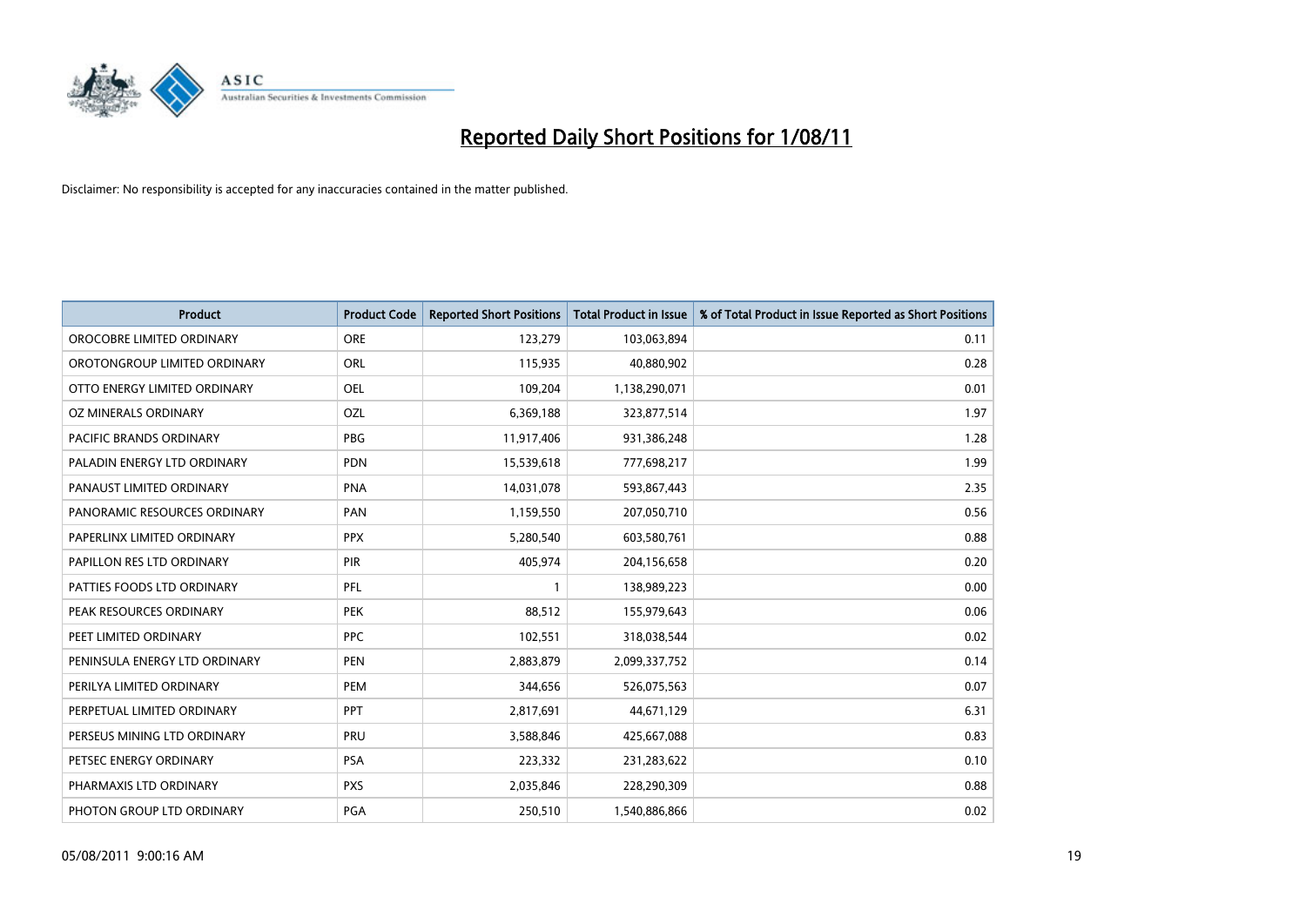# Reported Daily Short Positions for 1/08/11

Disclaimer: No responsibility is accepted for any inaccuracies contained in the matter published.

| Product | Product Code | Reported Short Positions | Total Product in Issue | % of Total Product in Issue Reported as Short Positions |
|---|---|---|---|---|
| OROCOBRE LIMITED ORDINARY | ORE | 123,279 | 103,063,894 | 0.11 |
| OROTONGROUP LIMITED ORDINARY | ORL | 115,935 | 40,880,902 | 0.28 |
| OTTO ENERGY LIMITED ORDINARY | OEL | 109,204 | 1,138,290,071 | 0.01 |
| OZ MINERALS ORDINARY | OZL | 6,369,188 | 323,877,514 | 1.97 |
| PACIFIC BRANDS ORDINARY | PBG | 11,917,406 | 931,386,248 | 1.28 |
| PALADIN ENERGY LTD ORDINARY | PDN | 15,539,618 | 777,698,217 | 1.99 |
| PANAUST LIMITED ORDINARY | PNA | 14,031,078 | 593,867,443 | 2.35 |
| PANORAMIC RESOURCES ORDINARY | PAN | 1,159,550 | 207,050,710 | 0.56 |
| PAPERLINX LIMITED ORDINARY | PPX | 5,280,540 | 603,580,761 | 0.88 |
| PAPILLON RES LTD ORDINARY | PIR | 405,974 | 204,156,658 | 0.20 |
| PATTIES FOODS LTD ORDINARY | PFL | 1 | 138,989,223 | 0.00 |
| PEAK RESOURCES ORDINARY | PEK | 88,512 | 155,979,643 | 0.06 |
| PEET LIMITED ORDINARY | PPC | 102,551 | 318,038,544 | 0.02 |
| PENINSULA ENERGY LTD ORDINARY | PEN | 2,883,879 | 2,099,337,752 | 0.14 |
| PERILYA LIMITED ORDINARY | PEM | 344,656 | 526,075,563 | 0.07 |
| PERPETUAL LIMITED ORDINARY | PPT | 2,817,691 | 44,671,129 | 6.31 |
| PERSEUS MINING LTD ORDINARY | PRU | 3,588,846 | 425,667,088 | 0.83 |
| PETSEC ENERGY ORDINARY | PSA | 223,332 | 231,283,622 | 0.10 |
| PHARMAXIS LTD ORDINARY | PXS | 2,035,846 | 228,290,309 | 0.88 |
| PHOTON GROUP LTD ORDINARY | PGA | 250,510 | 1,540,886,866 | 0.02 |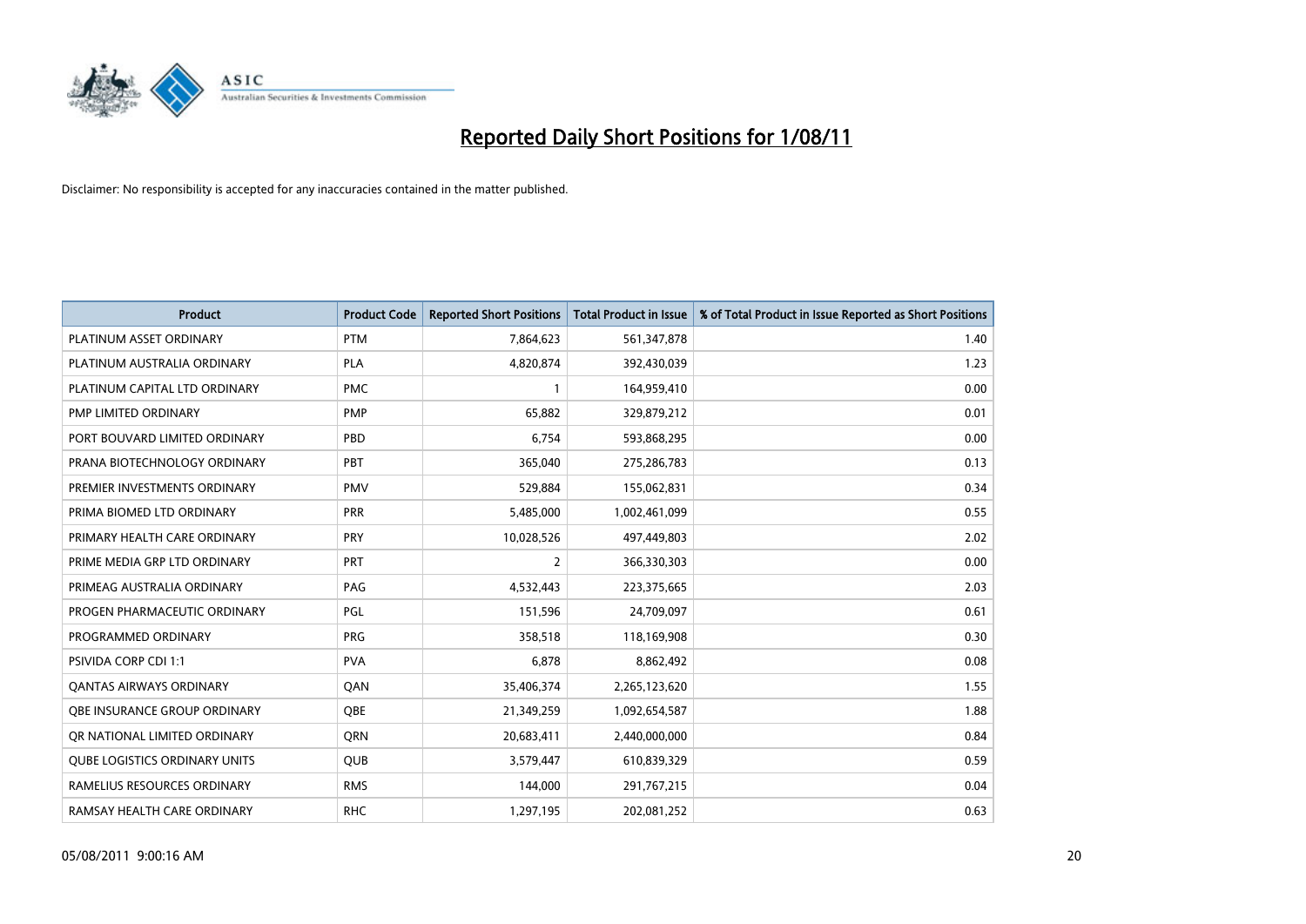# Reported Daily Short Positions for 1/08/11

Disclaimer: No responsibility is accepted for any inaccuracies contained in the matter published.

| Product | Product Code | Reported Short Positions | Total Product in Issue | % of Total Product in Issue Reported as Short Positions |
|---|---|---|---|---|
| PLATINUM ASSET ORDINARY | PTM | 7,864,623 | 561,347,878 | 1.40 |
| PLATINUM AUSTRALIA ORDINARY | PLA | 4,820,874 | 392,430,039 | 1.23 |
| PLATINUM CAPITAL LTD ORDINARY | PMC | 1 | 164,959,410 | 0.00 |
| PMP LIMITED ORDINARY | PMP | 65,882 | 329,879,212 | 0.01 |
| PORT BOUVARD LIMITED ORDINARY | PBD | 6,754 | 593,868,295 | 0.00 |
| PRANA BIOTECHNOLOGY ORDINARY | PBT | 365,040 | 275,286,783 | 0.13 |
| PREMIER INVESTMENTS ORDINARY | PMV | 529,884 | 155,062,831 | 0.34 |
| PRIMA BIOMED LTD ORDINARY | PRR | 5,485,000 | 1,002,461,099 | 0.55 |
| PRIMARY HEALTH CARE ORDINARY | PRY | 10,028,526 | 497,449,803 | 2.02 |
| PRIME MEDIA GRP LTD ORDINARY | PRT | 2 | 366,330,303 | 0.00 |
| PRIMEAG AUSTRALIA ORDINARY | PAG | 4,532,443 | 223,375,665 | 2.03 |
| PROGEN PHARMACEUTIC ORDINARY | PGL | 151,596 | 24,709,097 | 0.61 |
| PROGRAMMED ORDINARY | PRG | 358,518 | 118,169,908 | 0.30 |
| PSIVIDA CORP CDI 1:1 | PVA | 6,878 | 8,862,492 | 0.08 |
| QANTAS AIRWAYS ORDINARY | QAN | 35,406,374 | 2,265,123,620 | 1.55 |
| QBE INSURANCE GROUP ORDINARY | QBE | 21,349,259 | 1,092,654,587 | 1.88 |
| QR NATIONAL LIMITED ORDINARY | QRN | 20,683,411 | 2,440,000,000 | 0.84 |
| QUBE LOGISTICS ORDINARY UNITS | QUB | 3,579,447 | 610,839,329 | 0.59 |
| RAMELIUS RESOURCES ORDINARY | RMS | 144,000 | 291,767,215 | 0.04 |
| RAMSAY HEALTH CARE ORDINARY | RHC | 1,297,195 | 202,081,252 | 0.63 |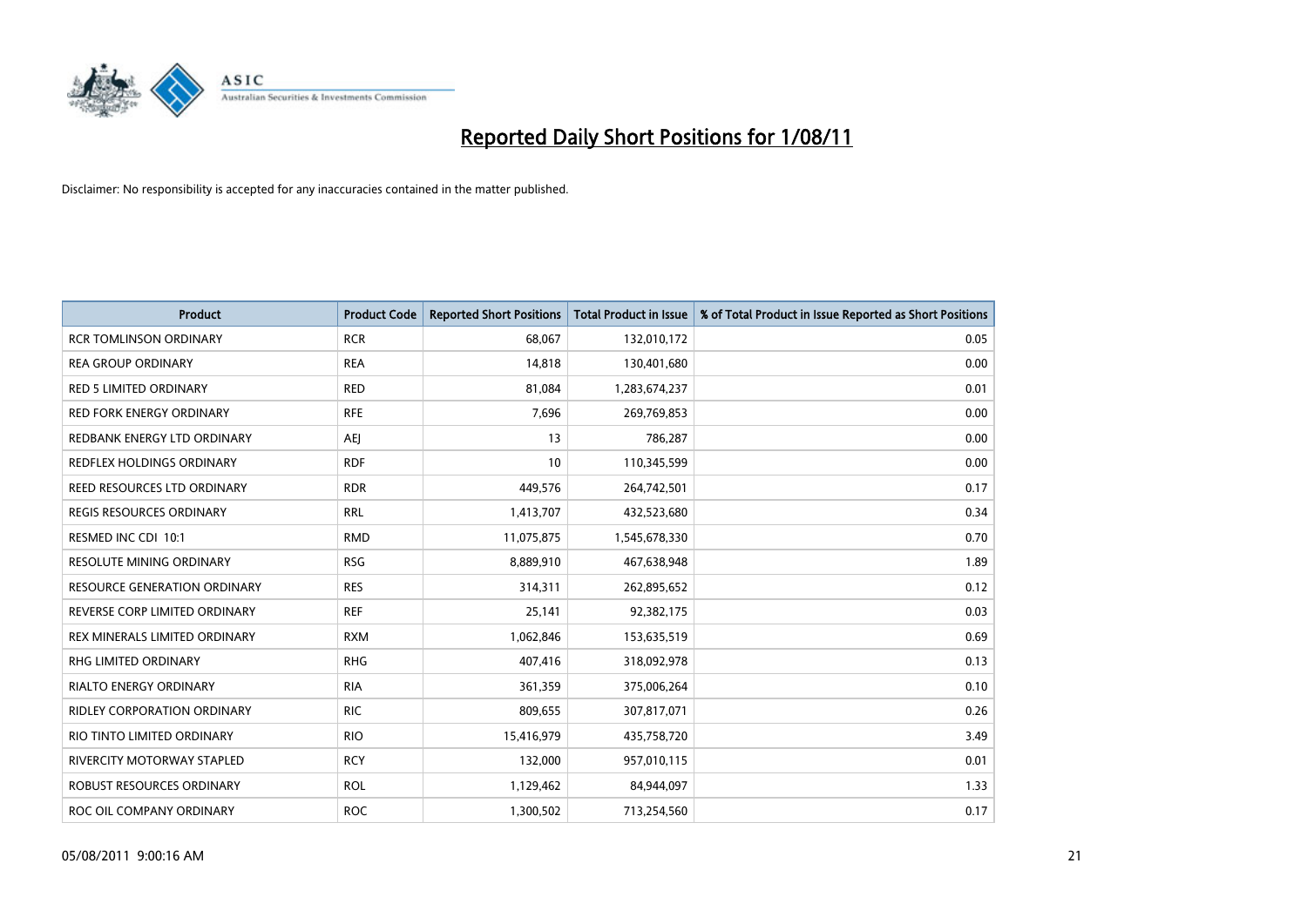# Reported Daily Short Positions for 1/08/11

Disclaimer: No responsibility is accepted for any inaccuracies contained in the matter published.

| Product | Product Code | Reported Short Positions | Total Product in Issue | % of Total Product in Issue Reported as Short Positions |
|---|---|---|---|---|
| RCR TOMLINSON ORDINARY | RCR | 68,067 | 132,010,172 | 0.05 |
| REA GROUP ORDINARY | REA | 14,818 | 130,401,680 | 0.00 |
| RED 5 LIMITED ORDINARY | RED | 81,084 | 1,283,674,237 | 0.01 |
| RED FORK ENERGY ORDINARY | RFE | 7,696 | 269,769,853 | 0.00 |
| REDBANK ENERGY LTD ORDINARY | AEJ | 13 | 786,287 | 0.00 |
| REDFLEX HOLDINGS ORDINARY | RDF | 10 | 110,345,599 | 0.00 |
| REED RESOURCES LTD ORDINARY | RDR | 449,576 | 264,742,501 | 0.17 |
| REGIS RESOURCES ORDINARY | RRL | 1,413,707 | 432,523,680 | 0.34 |
| RESMED INC CDI 10:1 | RMD | 11,075,875 | 1,545,678,330 | 0.70 |
| RESOLUTE MINING ORDINARY | RSG | 8,889,910 | 467,638,948 | 1.89 |
| RESOURCE GENERATION ORDINARY | RES | 314,311 | 262,895,652 | 0.12 |
| REVERSE CORP LIMITED ORDINARY | REF | 25,141 | 92,382,175 | 0.03 |
| REX MINERALS LIMITED ORDINARY | RXM | 1,062,846 | 153,635,519 | 0.69 |
| RHG LIMITED ORDINARY | RHG | 407,416 | 318,092,978 | 0.13 |
| RIALTO ENERGY ORDINARY | RIA | 361,359 | 375,006,264 | 0.10 |
| RIDLEY CORPORATION ORDINARY | RIC | 809,655 | 307,817,071 | 0.26 |
| RIO TINTO LIMITED ORDINARY | RIO | 15,416,979 | 435,758,720 | 3.49 |
| RIVERCITY MOTORWAY STAPLED | RCY | 132,000 | 957,010,115 | 0.01 |
| ROBUST RESOURCES ORDINARY | ROL | 1,129,462 | 84,944,097 | 1.33 |
| ROC OIL COMPANY ORDINARY | ROC | 1,300,502 | 713,254,560 | 0.17 |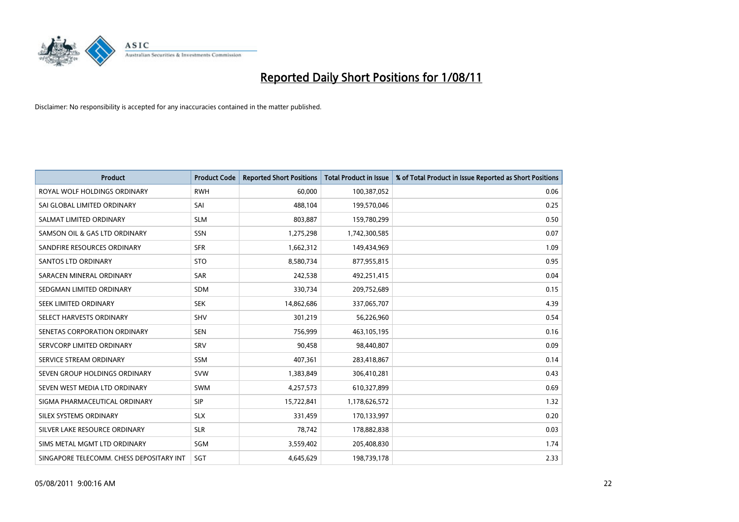# Reported Daily Short Positions for 1/08/11

Disclaimer: No responsibility is accepted for any inaccuracies contained in the matter published.

| Product | Product Code | Reported Short Positions | Total Product in Issue | % of Total Product in Issue Reported as Short Positions |
|---|---|---|---|---|
| ROYAL WOLF HOLDINGS ORDINARY | RWH | 60,000 | 100,387,052 | 0.06 |
| SAI GLOBAL LIMITED ORDINARY | SAI | 488,104 | 199,570,046 | 0.25 |
| SALMAT LIMITED ORDINARY | SLM | 803,887 | 159,780,299 | 0.50 |
| SAMSON OIL & GAS LTD ORDINARY | SSN | 1,275,298 | 1,742,300,585 | 0.07 |
| SANDFIRE RESOURCES ORDINARY | SFR | 1,662,312 | 149,434,969 | 1.09 |
| SANTOS LTD ORDINARY | STO | 8,580,734 | 877,955,815 | 0.95 |
| SARACEN MINERAL ORDINARY | SAR | 242,538 | 492,251,415 | 0.04 |
| SEDGMAN LIMITED ORDINARY | SDM | 330,734 | 209,752,689 | 0.15 |
| SEEK LIMITED ORDINARY | SEK | 14,862,686 | 337,065,707 | 4.39 |
| SELECT HARVESTS ORDINARY | SHV | 301,219 | 56,226,960 | 0.54 |
| SENETAS CORPORATION ORDINARY | SEN | 756,999 | 463,105,195 | 0.16 |
| SERVCORP LIMITED ORDINARY | SRV | 90,458 | 98,440,807 | 0.09 |
| SERVICE STREAM ORDINARY | SSM | 407,361 | 283,418,867 | 0.14 |
| SEVEN GROUP HOLDINGS ORDINARY | SVW | 1,383,849 | 306,410,281 | 0.43 |
| SEVEN WEST MEDIA LTD ORDINARY | SWM | 4,257,573 | 610,327,899 | 0.69 |
| SIGMA PHARMACEUTICAL ORDINARY | SIP | 15,722,841 | 1,178,626,572 | 1.32 |
| SILEX SYSTEMS ORDINARY | SLX | 331,459 | 170,133,997 | 0.20 |
| SILVER LAKE RESOURCE ORDINARY | SLR | 78,742 | 178,882,838 | 0.03 |
| SIMS METAL MGMT LTD ORDINARY | SGM | 3,559,402 | 205,408,830 | 1.74 |
| SINGAPORE TELECOMM. CHESS DEPOSITARY INT | SGT | 4,645,629 | 198,739,178 | 2.33 |

05/08/2011 9:00:16 AM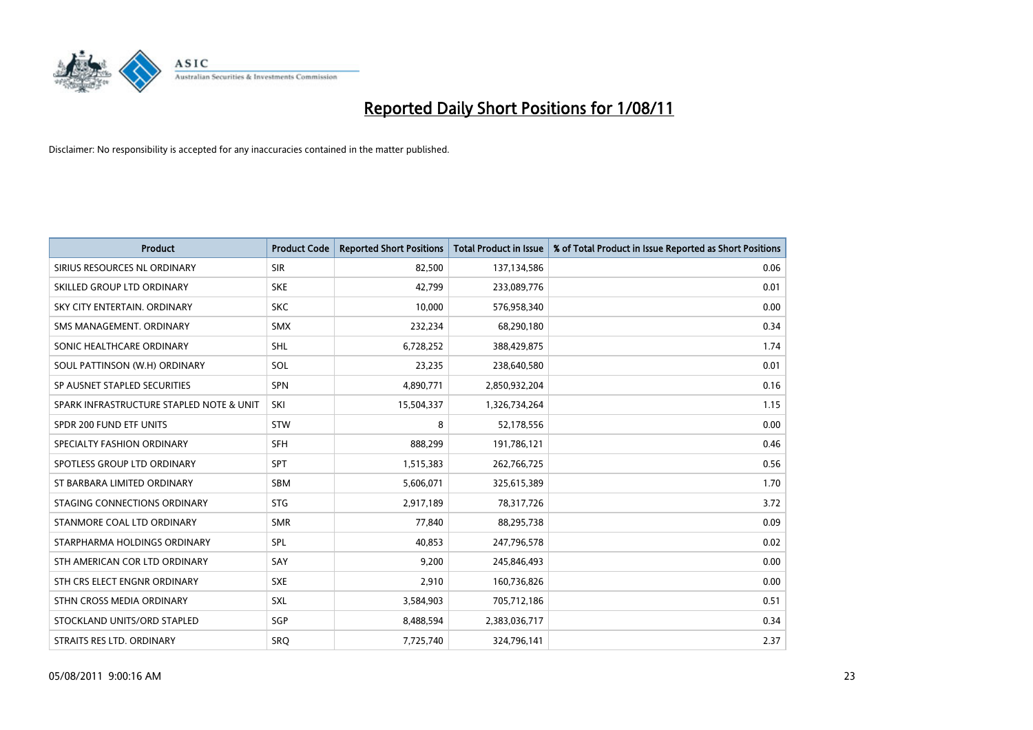# Reported Daily Short Positions for 1/08/11

Disclaimer: No responsibility is accepted for any inaccuracies contained in the matter published.

| Product | Product Code | Reported Short Positions | Total Product in Issue | % of Total Product in Issue Reported as Short Positions |
|---|---|---|---|---|
| SIRIUS RESOURCES NL ORDINARY | SIR | 82,500 | 137,134,586 | 0.06 |
| SKILLED GROUP LTD ORDINARY | SKE | 42,799 | 233,089,776 | 0.01 |
| SKY CITY ENTERTAIN. ORDINARY | SKC | 10,000 | 576,958,340 | 0.00 |
| SMS MANAGEMENT. ORDINARY | SMX | 232,234 | 68,290,180 | 0.34 |
| SONIC HEALTHCARE ORDINARY | SHL | 6,728,252 | 388,429,875 | 1.74 |
| SOUL PATTINSON (W.H) ORDINARY | SOL | 23,235 | 238,640,580 | 0.01 |
| SP AUSNET STAPLED SECURITIES | SPN | 4,890,771 | 2,850,932,204 | 0.16 |
| SPARK INFRASTRUCTURE STAPLED NOTE & UNIT | SKI | 15,504,337 | 1,326,734,264 | 1.15 |
| SPDR 200 FUND ETF UNITS | STW | 8 | 52,178,556 | 0.00 |
| SPECIALTY FASHION ORDINARY | SFH | 888,299 | 191,786,121 | 0.46 |
| SPOTLESS GROUP LTD ORDINARY | SPT | 1,515,383 | 262,766,725 | 0.56 |
| ST BARBARA LIMITED ORDINARY | SBM | 5,606,071 | 325,615,389 | 1.70 |
| STAGING CONNECTIONS ORDINARY | STG | 2,917,189 | 78,317,726 | 3.72 |
| STANMORE COAL LTD ORDINARY | SMR | 77,840 | 88,295,738 | 0.09 |
| STARPHARMA HOLDINGS ORDINARY | SPL | 40,853 | 247,796,578 | 0.02 |
| STH AMERICAN COR LTD ORDINARY | SAY | 9,200 | 245,846,493 | 0.00 |
| STH CRS ELECT ENGNR ORDINARY | SXE | 2,910 | 160,736,826 | 0.00 |
| STHN CROSS MEDIA ORDINARY | SXL | 3,584,903 | 705,712,186 | 0.51 |
| STOCKLAND UNITS/ORD STAPLED | SGP | 8,488,594 | 2,383,036,717 | 0.34 |
| STRAITS RES LTD. ORDINARY | SRQ | 7,725,740 | 324,796,141 | 2.37 |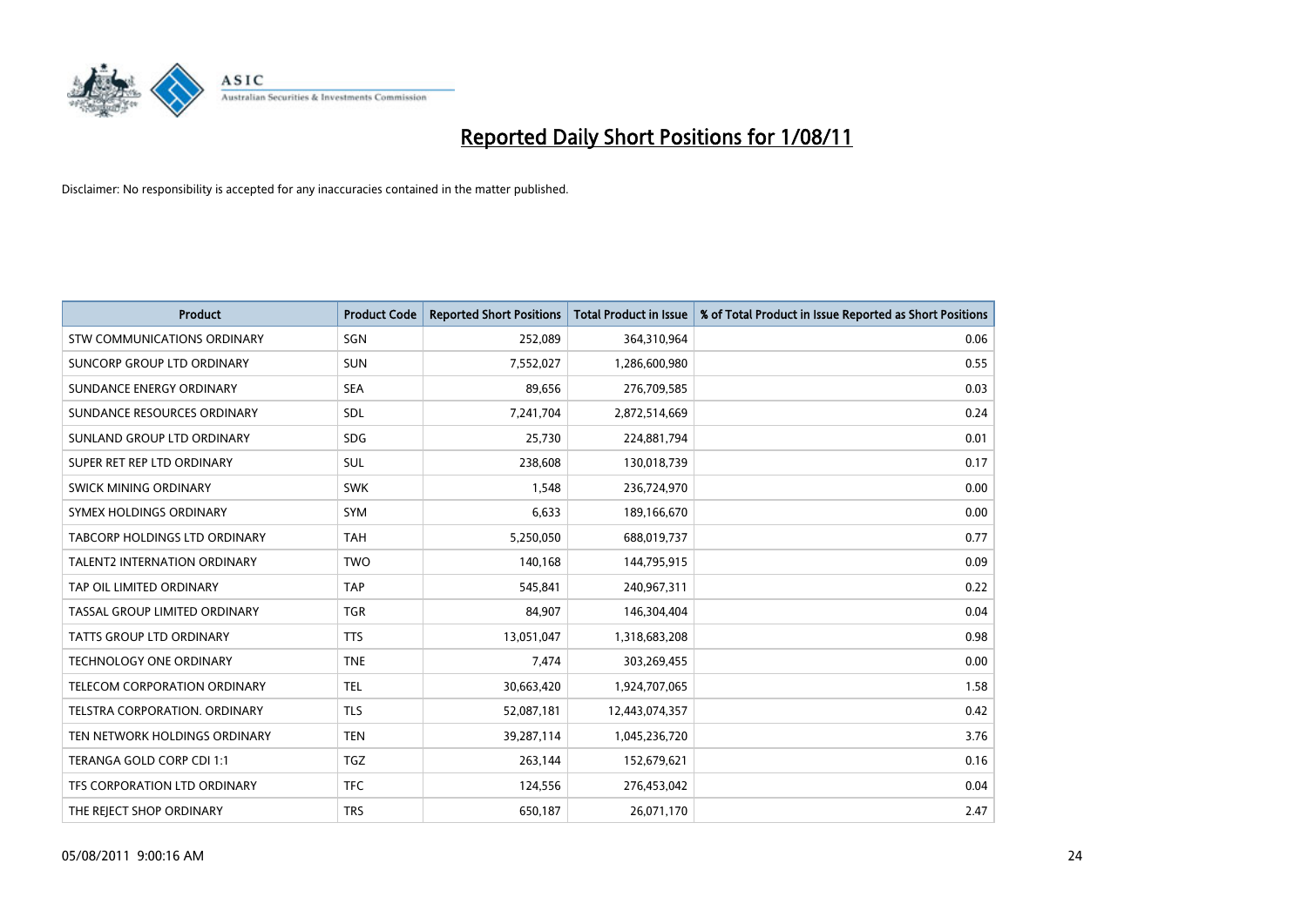# Reported Daily Short Positions for 1/08/11

Disclaimer: No responsibility is accepted for any inaccuracies contained in the matter published.

| Product | Product Code | Reported Short Positions | Total Product in Issue | % of Total Product in Issue Reported as Short Positions |
|---|---|---|---|---|
| STW COMMUNICATIONS ORDINARY | SGN | 252,089 | 364,310,964 | 0.06 |
| SUNCORP GROUP LTD ORDINARY | SUN | 7,552,027 | 1,286,600,980 | 0.55 |
| SUNDANCE ENERGY ORDINARY | SEA | 89,656 | 276,709,585 | 0.03 |
| SUNDANCE RESOURCES ORDINARY | SDL | 7,241,704 | 2,872,514,669 | 0.24 |
| SUNLAND GROUP LTD ORDINARY | SDG | 25,730 | 224,881,794 | 0.01 |
| SUPER RET REP LTD ORDINARY | SUL | 238,608 | 130,018,739 | 0.17 |
| SWICK MINING ORDINARY | SWK | 1,548 | 236,724,970 | 0.00 |
| SYMEX HOLDINGS ORDINARY | SYM | 6,633 | 189,166,670 | 0.00 |
| TABCORP HOLDINGS LTD ORDINARY | TAH | 5,250,050 | 688,019,737 | 0.77 |
| TALENT2 INTERNATION ORDINARY | TWO | 140,168 | 144,795,915 | 0.09 |
| TAP OIL LIMITED ORDINARY | TAP | 545,841 | 240,967,311 | 0.22 |
| TASSAL GROUP LIMITED ORDINARY | TGR | 84,907 | 146,304,404 | 0.04 |
| TATTS GROUP LTD ORDINARY | TTS | 13,051,047 | 1,318,683,208 | 0.98 |
| TECHNOLOGY ONE ORDINARY | TNE | 7,474 | 303,269,455 | 0.00 |
| TELECOM CORPORATION ORDINARY | TEL | 30,663,420 | 1,924,707,065 | 1.58 |
| TELSTRA CORPORATION. ORDINARY | TLS | 52,087,181 | 12,443,074,357 | 0.42 |
| TEN NETWORK HOLDINGS ORDINARY | TEN | 39,287,114 | 1,045,236,720 | 3.76 |
| TERANGA GOLD CORP CDI 1:1 | TGZ | 263,144 | 152,679,621 | 0.16 |
| TFS CORPORATION LTD ORDINARY | TFC | 124,556 | 276,453,042 | 0.04 |
| THE REJECT SHOP ORDINARY | TRS | 650,187 | 26,071,170 | 2.47 |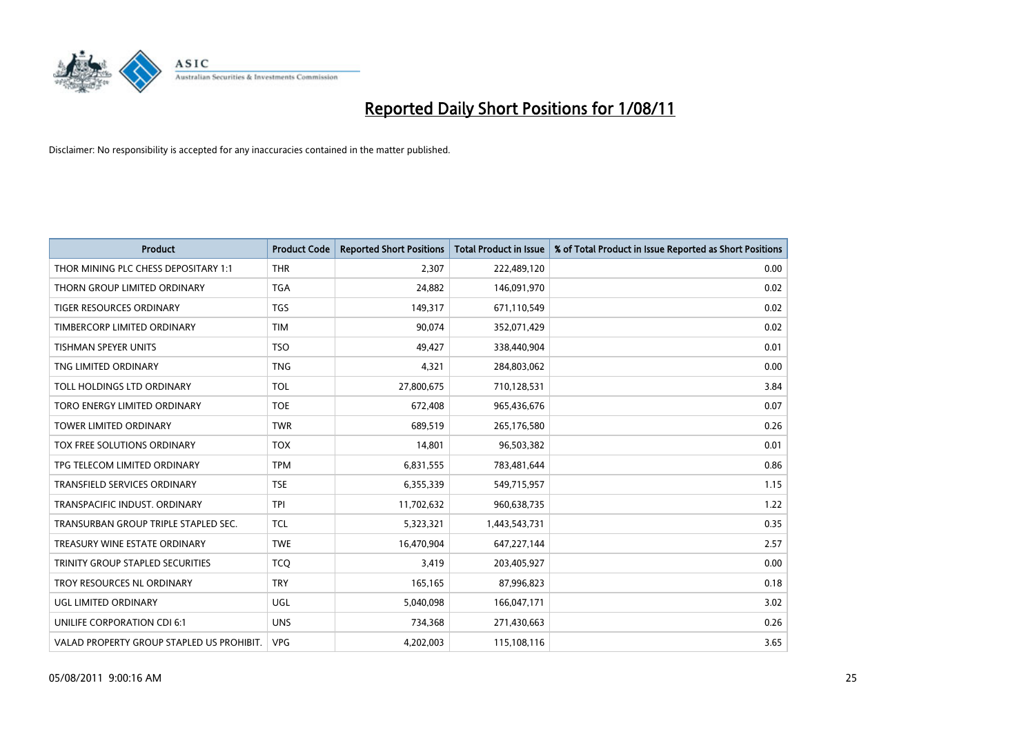# Reported Daily Short Positions for 1/08/11

Disclaimer: No responsibility is accepted for any inaccuracies contained in the matter published.

| Product | Product Code | Reported Short Positions | Total Product in Issue | % of Total Product in Issue Reported as Short Positions |
|---|---|---|---|---|
| THOR MINING PLC CHESS DEPOSITARY 1:1 | THR | 2,307 | 222,489,120 | 0.00 |
| THORN GROUP LIMITED ORDINARY | TGA | 24,882 | 146,091,970 | 0.02 |
| TIGER RESOURCES ORDINARY | TGS | 149,317 | 671,110,549 | 0.02 |
| TIMBERCORP LIMITED ORDINARY | TIM | 90,074 | 352,071,429 | 0.02 |
| TISHMAN SPEYER UNITS | TSO | 49,427 | 338,440,904 | 0.01 |
| TNG LIMITED ORDINARY | TNG | 4,321 | 284,803,062 | 0.00 |
| TOLL HOLDINGS LTD ORDINARY | TOL | 27,800,675 | 710,128,531 | 3.84 |
| TORO ENERGY LIMITED ORDINARY | TOE | 672,408 | 965,436,676 | 0.07 |
| TOWER LIMITED ORDINARY | TWR | 689,519 | 265,176,580 | 0.26 |
| TOX FREE SOLUTIONS ORDINARY | TOX | 14,801 | 96,503,382 | 0.01 |
| TPG TELECOM LIMITED ORDINARY | TPM | 6,831,555 | 783,481,644 | 0.86 |
| TRANSFIELD SERVICES ORDINARY | TSE | 6,355,339 | 549,715,957 | 1.15 |
| TRANSPACIFIC INDUST. ORDINARY | TPI | 11,702,632 | 960,638,735 | 1.22 |
| TRANSURBAN GROUP TRIPLE STAPLED SEC. | TCL | 5,323,321 | 1,443,543,731 | 0.35 |
| TREASURY WINE ESTATE ORDINARY | TWE | 16,470,904 | 647,227,144 | 2.57 |
| TRINITY GROUP STAPLED SECURITIES | TCQ | 3,419 | 203,405,927 | 0.00 |
| TROY RESOURCES NL ORDINARY | TRY | 165,165 | 87,996,823 | 0.18 |
| UGL LIMITED ORDINARY | UGL | 5,040,098 | 166,047,171 | 3.02 |
| UNILIFE CORPORATION CDI 6:1 | UNS | 734,368 | 271,430,663 | 0.26 |
| VALAD PROPERTY GROUP STAPLED US PROHIBIT. | VPG | 4,202,003 | 115,108,116 | 3.65 |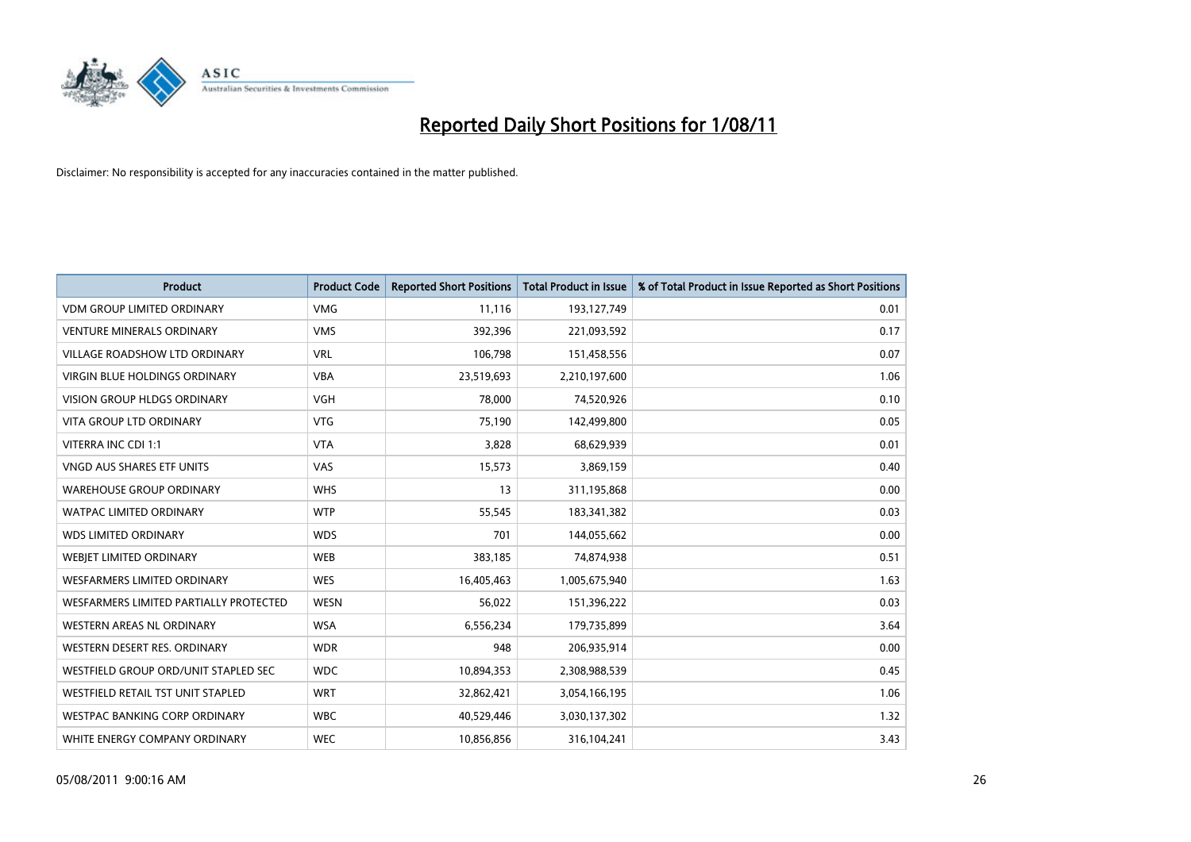# Reported Daily Short Positions for 1/08/11

Disclaimer: No responsibility is accepted for any inaccuracies contained in the matter published.

| Product | Product Code | Reported Short Positions | Total Product in Issue | % of Total Product in Issue Reported as Short Positions |
|---|---|---|---|---|
| VDM GROUP LIMITED ORDINARY | VMG | 11,116 | 193,127,749 | 0.01 |
| VENTURE MINERALS ORDINARY | VMS | 392,396 | 221,093,592 | 0.17 |
| VILLAGE ROADSHOW LTD ORDINARY | VRL | 106,798 | 151,458,556 | 0.07 |
| VIRGIN BLUE HOLDINGS ORDINARY | VBA | 23,519,693 | 2,210,197,600 | 1.06 |
| VISION GROUP HLDGS ORDINARY | VGH | 78,000 | 74,520,926 | 0.10 |
| VITA GROUP LTD ORDINARY | VTG | 75,190 | 142,499,800 | 0.05 |
| VITERRA INC CDI 1:1 | VTA | 3,828 | 68,629,939 | 0.01 |
| VNGD AUS SHARES ETF UNITS | VAS | 15,573 | 3,869,159 | 0.40 |
| WAREHOUSE GROUP ORDINARY | WHS | 13 | 311,195,868 | 0.00 |
| WATPAC LIMITED ORDINARY | WTP | 55,545 | 183,341,382 | 0.03 |
| WDS LIMITED ORDINARY | WDS | 701 | 144,055,662 | 0.00 |
| WEBJET LIMITED ORDINARY | WEB | 383,185 | 74,874,938 | 0.51 |
| WESFARMERS LIMITED ORDINARY | WES | 16,405,463 | 1,005,675,940 | 1.63 |
| WESFARMERS LIMITED PARTIALLY PROTECTED | WESN | 56,022 | 151,396,222 | 0.03 |
| WESTERN AREAS NL ORDINARY | WSA | 6,556,234 | 179,735,899 | 3.64 |
| WESTERN DESERT RES. ORDINARY | WDR | 948 | 206,935,914 | 0.00 |
| WESTFIELD GROUP ORD/UNIT STAPLED SEC | WDC | 10,894,353 | 2,308,988,539 | 0.45 |
| WESTFIELD RETAIL TST UNIT STAPLED | WRT | 32,862,421 | 3,054,166,195 | 1.06 |
| WESTPAC BANKING CORP ORDINARY | WBC | 40,529,446 | 3,030,137,302 | 1.32 |
| WHITE ENERGY COMPANY ORDINARY | WEC | 10,856,856 | 316,104,241 | 3.43 |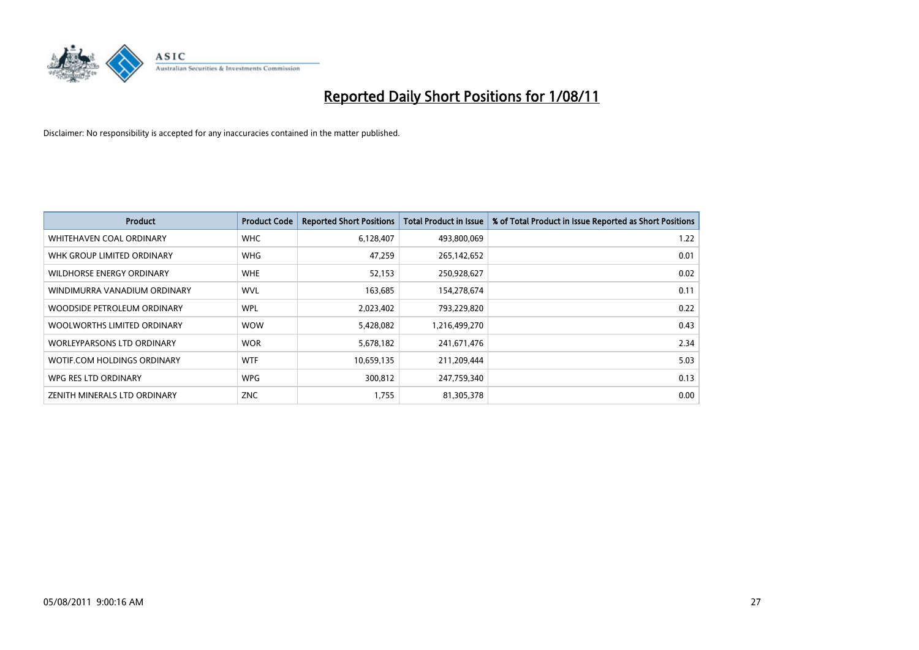# Reported Daily Short Positions for 1/08/11

Disclaimer: No responsibility is accepted for any inaccuracies contained in the matter published.

| Product | Product Code | Reported Short Positions | Total Product in Issue | % of Total Product in Issue Reported as Short Positions |
|---|---|---|---|---|
| WHITEHAVEN COAL ORDINARY | WHC | 6,128,407 | 493,800,069 | 1.22 |
| WHK GROUP LIMITED ORDINARY | WHG | 47,259 | 265,142,652 | 0.01 |
| WILDHORSE ENERGY ORDINARY | WHE | 52,153 | 250,928,627 | 0.02 |
| WINDIMURRA VANADIUM ORDINARY | WVL | 163,685 | 154,278,674 | 0.11 |
| WOODSIDE PETROLEUM ORDINARY | WPL | 2,023,402 | 793,229,820 | 0.22 |
| WOOLWORTHS LIMITED ORDINARY | WOW | 5,428,082 | 1,216,499,270 | 0.43 |
| WORLEYPARSONS LTD ORDINARY | WOR | 5,678,182 | 241,671,476 | 2.34 |
| WOTIF.COM HOLDINGS ORDINARY | WTF | 10,659,135 | 211,209,444 | 5.03 |
| WPG RES LTD ORDINARY | WPG | 300,812 | 247,759,340 | 0.13 |
| ZENITH MINERALS LTD ORDINARY | ZNC | 1,755 | 81,305,378 | 0.00 |

05/08/2011 9:00:16 AM